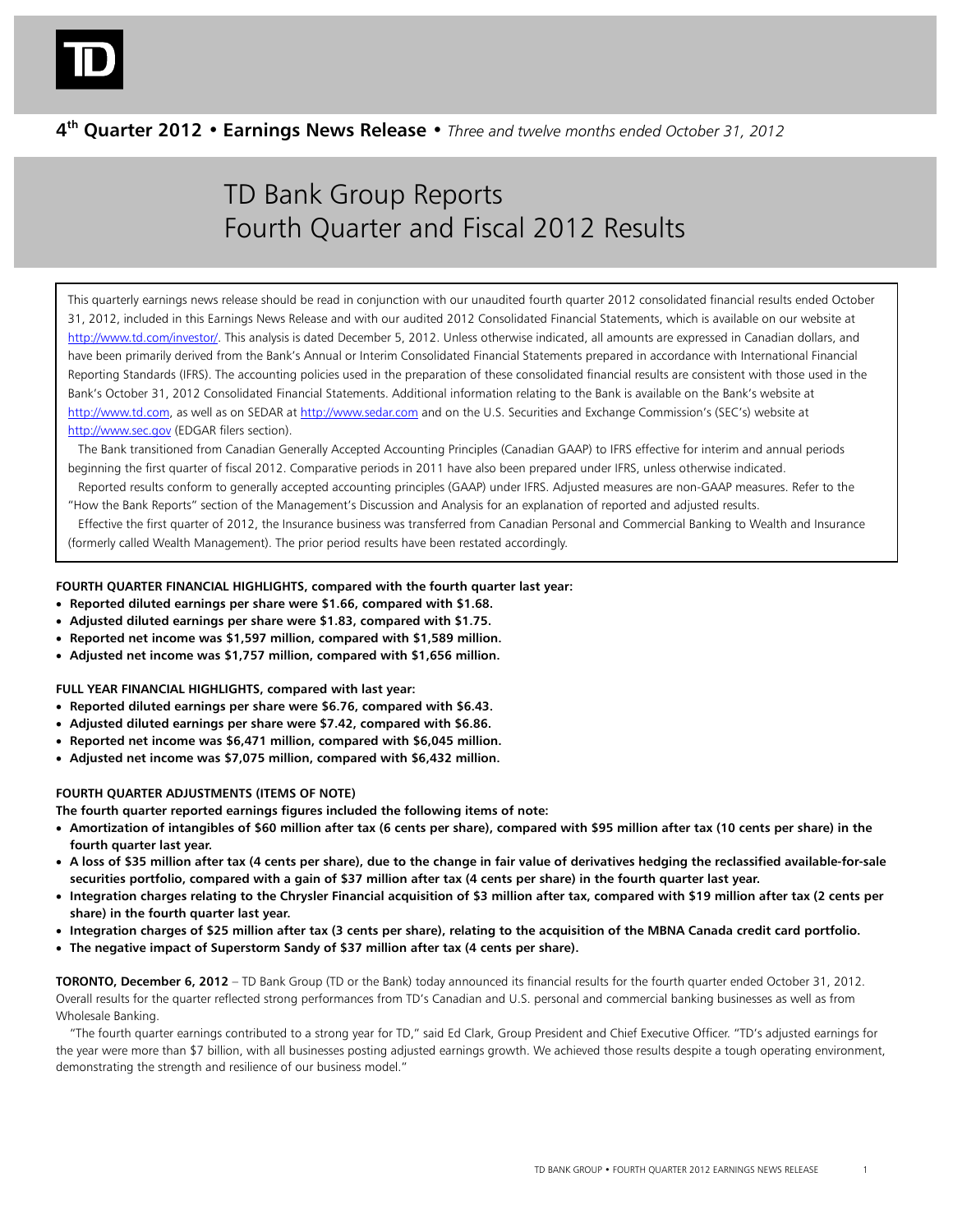# 4th Quarter 2012 • Earnings News Release • *Three and twelve months ended October 31, 2012*

# TD Bank Group Reports Fourth Quarter and Fiscal 2012 Results

This quarterly earnings news release should be read in conjunction with our unaudited fourth quarter 2012 consolidated financial results ended October 31, 2012, included in this Earnings News Release and with our audited 2012 Consolidated Financial Statements, which is available on our website at http://www.td.com/investor/. This analysis is dated December 5, 2012. Unless otherwise indicated, all amounts are expressed in Canadian dollars, and have been primarily derived from the Bank's Annual or Interim Consolidated Financial Statements prepared in accordance with International Financial Reporting Standards (IFRS). The accounting policies used in the preparation of these consolidated financial results are consistent with those used in the Bank's October 31, 2012 Consolidated Financial Statements. Additional information relating to the Bank is available on the Bank's website at http://www.td.com, as well as on SEDAR at http://www.sedar.com and on the U.S. Securities and Exchange Commission's (SEC's) website at http://www.sec.gov (EDGAR filers section).

The Bank transitioned from Canadian Generally Accepted Accounting Principles (Canadian GAAP) to IFRS effective for interim and annual periods beginning the first quarter of fiscal 2012. Comparative periods in 2011 have also been prepared under IFRS, unless otherwise indicated.

Reported results conform to generally accepted accounting principles (GAAP) under IFRS. Adjusted measures are non-GAAP measures. Refer to the "How the Bank Reports" section of the Management's Discussion and Analysis for an explanation of reported and adjusted results.

Effective the first quarter of 2012, the Insurance business was transferred from Canadian Personal and Commercial Banking to Wealth and Insurance (formerly called Wealth Management). The prior period results have been restated accordingly.

**FOURTH QUARTER FINANCIAL HIGHLIGHTS, compared with the fourth quarter last year:**

- **Reported diluted earnings per share were $1.66, compared with $1.68.**
- **Adjusted diluted earnings per share were $1.83, compared with $1.75.**
- **Reported net income was $1,597 million, compared with $1,589 million.**
- **Adjusted net income was $1,757 million, compared with $1,656 million.**

**FULL YEAR FINANCIAL HIGHLIGHTS, compared with last year:**

- **Reported diluted earnings per share were $6.76, compared with $6.43.**
- **Adjusted diluted earnings per share were $7.42, compared with $6.86.**
- **Reported net income was $6,471 million, compared with $6,045 million.**
- **Adjusted net income was $7,075 million, compared with $6,432 million.**

**FOURTH QUARTER ADJUSTMENTS (ITEMS OF NOTE)**

**The fourth quarter reported earnings figures included the following items of note:**

- **Amortization of intangibles of $60 million after tax (6 cents per share), compared with $95 million after tax (10 cents per share) in the fourth quarter last year.**
- **A loss of $35 million after tax (4 cents per share), due to the change in fair value of derivatives hedging the reclassified available-for-sale securities portfolio, compared with a gain of $37 million after tax (4 cents per share) in the fourth quarter last year.**
- **Integration charges relating to the Chrysler Financial acquisition of $3 million after tax, compared with $19 million after tax (2 cents per share) in the fourth quarter last year.**
- **Integration charges of $25 million after tax (3 cents per share), relating to the acquisition of the MBNA Canada credit card portfolio.**
- **The negative impact of Superstorm Sandy of $37 million after tax (4 cents per share).**

**TORONTO, December 6, 2012** – TD Bank Group (TD or the Bank) today announced its financial results for the fourth quarter ended October 31, 2012. Overall results for the quarter reflected strong performances from TD's Canadian and U.S. personal and commercial banking businesses as well as from Wholesale Banking.

"The fourth quarter earnings contributed to a strong year for TD," said Ed Clark, Group President and Chief Executive Officer. "TD's adjusted earnings for the year were more than $7 billion, with all businesses posting adjusted earnings growth. We achieved those results despite a tough operating environment, demonstrating the strength and resilience of our business model."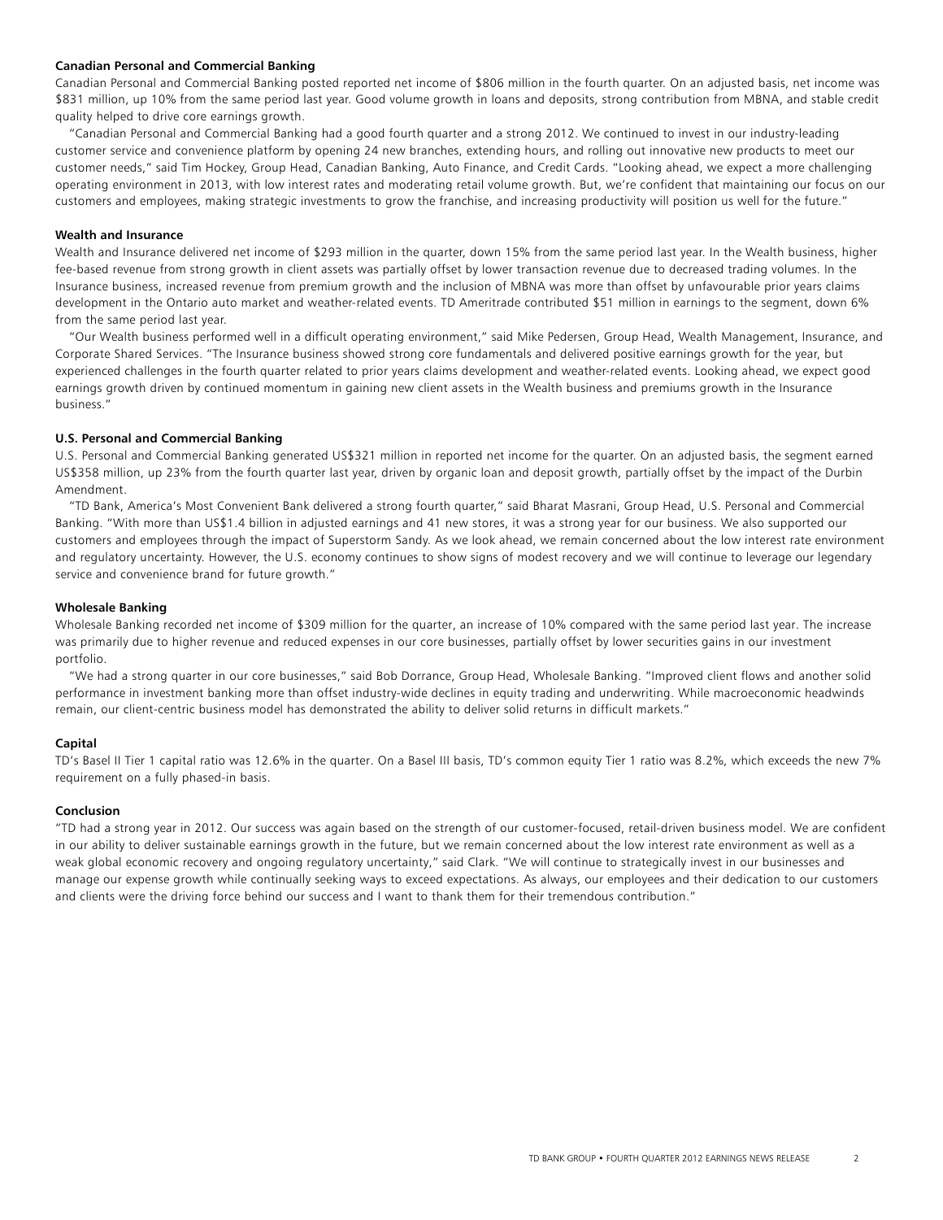**Canadian Personal and Commercial Banking**

Canadian Personal and Commercial Banking posted reported net income of $806 million in the fourth quarter. On an adjusted basis, net income was $831 million, up 10% from the same period last year. Good volume growth in loans and deposits, strong contribution from MBNA, and stable credit quality helped to drive core earnings growth.

"Canadian Personal and Commercial Banking had a good fourth quarter and a strong 2012. We continued to invest in our industry-leading customer service and convenience platform by opening 24 new branches, extending hours, and rolling out innovative new products to meet our customer needs," said Tim Hockey, Group Head, Canadian Banking, Auto Finance, and Credit Cards. "Looking ahead, we expect a more challenging operating environment in 2013, with low interest rates and moderating retail volume growth. But, we're confident that maintaining our focus on our customers and employees, making strategic investments to grow the franchise, and increasing productivity will position us well for the future."

**Wealth and Insurance**

Wealth and Insurance delivered net income of $293 million in the quarter, down 15% from the same period last year. In the Wealth business, higher fee-based revenue from strong growth in client assets was partially offset by lower transaction revenue due to decreased trading volumes. In the Insurance business, increased revenue from premium growth and the inclusion of MBNA was more than offset by unfavourable prior years claims development in the Ontario auto market and weather-related events. TD Ameritrade contributed $51 million in earnings to the segment, down 6% from the same period last year.

"Our Wealth business performed well in a difficult operating environment," said Mike Pedersen, Group Head, Wealth Management, Insurance, and Corporate Shared Services. "The Insurance business showed strong core fundamentals and delivered positive earnings growth for the year, but experienced challenges in the fourth quarter related to prior years claims development and weather-related events. Looking ahead, we expect good earnings growth driven by continued momentum in gaining new client assets in the Wealth business and premiums growth in the Insurance business."

**U.S. Personal and Commercial Banking**

U.S. Personal and Commercial Banking generated US$321 million in reported net income for the quarter. On an adjusted basis, the segment earned US$358 million, up 23% from the fourth quarter last year, driven by organic loan and deposit growth, partially offset by the impact of the Durbin Amendment.

"TD Bank, America's Most Convenient Bank delivered a strong fourth quarter," said Bharat Masrani, Group Head, U.S. Personal and Commercial Banking. "With more than US$1.4 billion in adjusted earnings and 41 new stores, it was a strong year for our business. We also supported our customers and employees through the impact of Superstorm Sandy. As we look ahead, we remain concerned about the low interest rate environment and regulatory uncertainty. However, the U.S. economy continues to show signs of modest recovery and we will continue to leverage our legendary service and convenience brand for future growth."

**Wholesale Banking**

Wholesale Banking recorded net income of $309 million for the quarter, an increase of 10% compared with the same period last year. The increase was primarily due to higher revenue and reduced expenses in our core businesses, partially offset by lower securities gains in our investment portfolio.

"We had a strong quarter in our core businesses," said Bob Dorrance, Group Head, Wholesale Banking. "Improved client flows and another solid performance in investment banking more than offset industry-wide declines in equity trading and underwriting. While macroeconomic headwinds remain, our client-centric business model has demonstrated the ability to deliver solid returns in difficult markets."

**Capital**

TD's Basel II Tier 1 capital ratio was 12.6% in the quarter. On a Basel III basis, TD's common equity Tier 1 ratio was 8.2%, which exceeds the new 7% requirement on a fully phased-in basis.

**Conclusion**

"TD had a strong year in 2012. Our success was again based on the strength of our customer-focused, retail-driven business model. We are confident in our ability to deliver sustainable earnings growth in the future, but we remain concerned about the low interest rate environment as well as a weak global economic recovery and ongoing regulatory uncertainty," said Clark. "We will continue to strategically invest in our businesses and manage our expense growth while continually seeking ways to exceed expectations. As always, our employees and their dedication to our customers and clients were the driving force behind our success and I want to thank them for their tremendous contribution."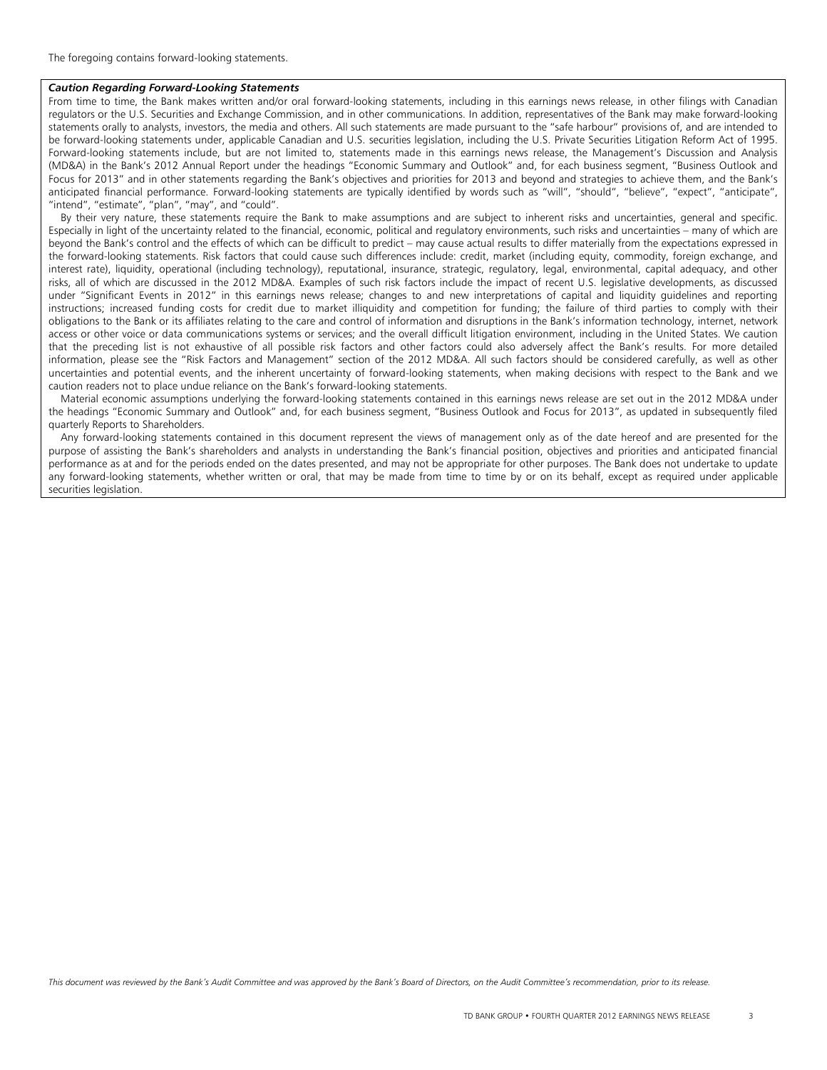The foregoing contains forward-looking statements.

***Caution Regarding Forward-Looking Statements***

From time to time, the Bank makes written and/or oral forward-looking statements, including in this earnings news release, in other filings with Canadian regulators or the U.S. Securities and Exchange Commission, and in other communications. In addition, representatives of the Bank may make forward-looking statements orally to analysts, investors, the media and others. All such statements are made pursuant to the "safe harbour" provisions of, and are intended to be forward-looking statements under, applicable Canadian and U.S. securities legislation, including the U.S. Private Securities Litigation Reform Act of 1995. Forward-looking statements include, but are not limited to, statements made in this earnings news release, the Management's Discussion and Analysis (MD&A) in the Bank's 2012 Annual Report under the headings "Economic Summary and Outlook" and, for each business segment, "Business Outlook and Focus for 2013" and in other statements regarding the Bank's objectives and priorities for 2013 and beyond and strategies to achieve them, and the Bank's anticipated financial performance. Forward-looking statements are typically identified by words such as "will", "should", "believe", "expect", "anticipate", "intend", "estimate", "plan", "may", and "could".

By their very nature, these statements require the Bank to make assumptions and are subject to inherent risks and uncertainties, general and specific. Especially in light of the uncertainty related to the financial, economic, political and regulatory environments, such risks and uncertainties – many of which are beyond the Bank's control and the effects of which can be difficult to predict – may cause actual results to differ materially from the expectations expressed in the forward-looking statements. Risk factors that could cause such differences include: credit, market (including equity, commodity, foreign exchange, and interest rate), liquidity, operational (including technology), reputational, insurance, strategic, regulatory, legal, environmental, capital adequacy, and other risks, all of which are discussed in the 2012 MD&A. Examples of such risk factors include the impact of recent U.S. legislative developments, as discussed under "Significant Events in 2012" in this earnings news release; changes to and new interpretations of capital and liquidity guidelines and reporting instructions; increased funding costs for credit due to market illiquidity and competition for funding; the failure of third parties to comply with their obligations to the Bank or its affiliates relating to the care and control of information and disruptions in the Bank's information technology, internet, network access or other voice or data communications systems or services; and the overall difficult litigation environment, including in the United States. We caution that the preceding list is not exhaustive of all possible risk factors and other factors could also adversely affect the Bank's results. For more detailed information, please see the "Risk Factors and Management" section of the 2012 MD&A. All such factors should be considered carefully, as well as other uncertainties and potential events, and the inherent uncertainty of forward-looking statements, when making decisions with respect to the Bank and we caution readers not to place undue reliance on the Bank's forward-looking statements.

Material economic assumptions underlying the forward-looking statements contained in this earnings news release are set out in the 2012 MD&A under the headings "Economic Summary and Outlook" and, for each business segment, "Business Outlook and Focus for 2013", as updated in subsequently filed quarterly Reports to Shareholders.

Any forward-looking statements contained in this document represent the views of management only as of the date hereof and are presented for the purpose of assisting the Bank's shareholders and analysts in understanding the Bank's financial position, objectives and priorities and anticipated financial performance as at and for the periods ended on the dates presented, and may not be appropriate for other purposes. The Bank does not undertake to update any forward-looking statements, whether written or oral, that may be made from time to time by or on its behalf, except as required under applicable securities legislation.

*This document was reviewed by the Bank's Audit Committee and was approved by the Bank's Board of Directors, on the Audit Committee's recommendation, prior to its release.*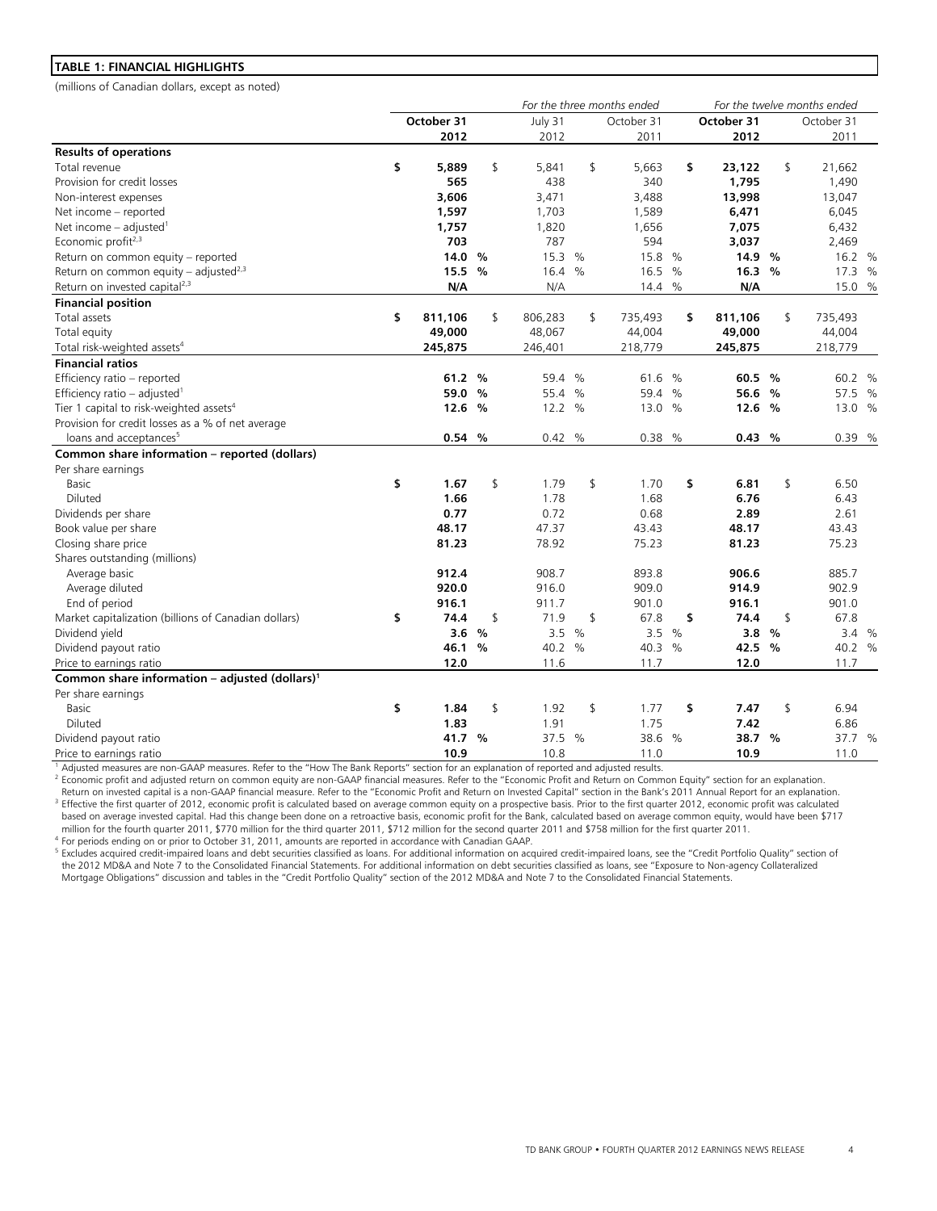**TABLE 1: FINANCIAL HIGHLIGHTS**

(millions of Canadian dollars, except as noted)

| | For the three months ended | | | For the twelve months ended | |
|---|---|---|---|---|---|
| | **October 31 2012** | July 31 2012 | October 31 2011 | **October 31 2012** | October 31 2011 |
| **Results of operations** | | | | | |
| Total revenue | **$ 5,889** | $ 5,841 | $ 5,663 | **$ 23,122** | $ 21,662 |
| Provision for credit losses | **565** | 438 | 340 | **1,795** | 1,490 |
| Non-interest expenses | **3,606** | 3,471 | 3,488 | **13,998** | 13,047 |
| Net income – reported | **1,597** | 1,703 | 1,589 | **6,471** | 6,045 |
| Net income – adjusted[1] | **1,757** | 1,820 | 1,656 | **7,075** | 6,432 |
| Economic profit[2,3] | **703** | 787 | 594 | **3,037** | 2,469 |
| Return on common equity – reported | **14.0 %** | 15.3 % | 15.8 % | **14.9 %** | 16.2 % |
| Return on common equity – adjusted[2,3] | **15.5 %** | 16.4 % | 16.5 % | **16.3 %** | 17.3 % |
| Return on invested capital[2,3] | **N/A** | N/A | 14.4 % | **N/A** | 15.0 % |
| **Financial position** | | | | | |
| Total assets | **$ 811,106** | $ 806,283 | $ 735,493 | **$ 811,106** | $ 735,493 |
| Total equity | **49,000** | 48,067 | 44,004 | **49,000** | 44,004 |
| Total risk-weighted assets[4] | **245,875** | 246,401 | 218,779 | **245,875** | 218,779 |
| **Financial ratios** | | | | | |
| Efficiency ratio – reported | **61.2 %** | 59.4 % | 61.6 % | **60.5 %** | 60.2 % |
| Efficiency ratio – adjusted[1] | **59.0 %** | 55.4 % | 59.4 % | **56.6 %** | 57.5 % |
| Tier 1 capital to risk-weighted assets[4] | **12.6 %** | 12.2 % | 13.0 % | **12.6 %** | 13.0 % |
| Provision for credit losses as a % of net average loans and acceptances[5] | **0.54 %** | 0.42 % | 0.38 % | **0.43 %** | 0.39 % |
| **Common share information – reported (dollars)** | | | | | |
| Per share earnings | | | | | |
| Basic | **$ 1.67** | $ 1.79 | $ 1.70 | **$ 6.81** | $ 6.50 |
| Diluted | **1.66** | 1.78 | 1.68 | **6.76** | 6.43 |
| Dividends per share | **0.77** | 0.72 | 0.68 | **2.89** | 2.61 |
| Book value per share | **48.17** | 47.37 | 43.43 | **48.17** | 43.43 |
| Closing share price | **81.23** | 78.92 | 75.23 | **81.23** | 75.23 |
| Shares outstanding (millions) | | | | | |
| Average basic | **912.4** | 908.7 | 893.8 | **906.6** | 885.7 |
| Average diluted | **920.0** | 916.0 | 909.0 | **914.9** | 902.9 |
| End of period | **916.1** | 911.7 | 901.0 | **916.1** | 901.0 |
| Market capitalization (billions of Canadian dollars) | **$ 74.4** | $ 71.9 | $ 67.8 | **$ 74.4** | $ 67.8 |
| Dividend yield | **3.6 %** | 3.5 % | 3.5 % | **3.8 %** | 3.4 % |
| Dividend payout ratio | **46.1 %** | 40.2 % | 40.3 % | **42.5 %** | 40.2 % |
| Price to earnings ratio | **12.0** | 11.6 | 11.7 | **12.0** | 11.7 |
| **Common share information – adjusted (dollars)[1]** | | | | | |
| Per share earnings | | | | | |
| Basic | **$ 1.84** | $ 1.92 | $ 1.77 | **$ 7.47** | $ 6.94 |
| Diluted | **1.83** | 1.91 | 1.75 | **7.42** | 6.86 |
| Dividend payout ratio | **41.7 %** | 37.5 % | 38.6 % | **38.7 %** | 37.7 % |
| Price to earnings ratio | **10.9** | 10.8 | 11.0 | **10.9** | 11.0 |

[1] Adjusted measures are non-GAAP measures. Refer to the "How The Bank Reports" section for an explanation of reported and adjusted results.

[2] Economic profit and adjusted return on common equity are non-GAAP financial measures. Refer to the "Economic Profit and Return on Common Equity" section for an explanation. Return on invested capital is a non-GAAP financial measure. Refer to the "Economic Profit and Return on Invested Capital" section in the Bank's 2011 Annual Report for an explanation.

[3] Effective the first quarter of 2012, economic profit is calculated based on average common equity on a prospective basis. Prior to the first quarter 2012, economic profit was calculated based on average invested capital. Had this change been done on a retroactive basis, economic profit for the Bank, calculated based on average common equity, would have been $717 million for the fourth quarter 2011, $770 million for the third quarter 2011, $712 million for the second quarter 2011 and $758 million for the first quarter 2011.

[4] For periods ending on or prior to October 31, 2011, amounts are reported in accordance with Canadian GAAP.

[5] Excludes acquired credit-impaired loans and debt securities classified as loans. For additional information on acquired credit-impaired loans, see the "Credit Portfolio Quality" section of the 2012 MD&A and Note 7 to the Consolidated Financial Statements. For additional information on debt securities classified as loans, see "Exposure to Non-agency Collateralized Mortgage Obligations" discussion and tables in the "Credit Portfolio Quality" section of the 2012 MD&A and Note 7 to the Consolidated Financial Statements.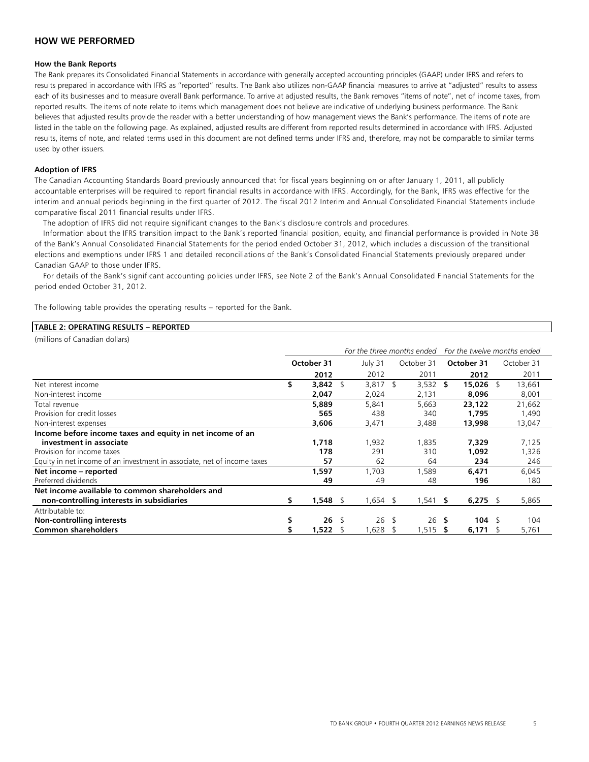## HOW WE PERFORMED

### How the Bank Reports

The Bank prepares its Consolidated Financial Statements in accordance with generally accepted accounting principles (GAAP) under IFRS and refers to results prepared in accordance with IFRS as "reported" results. The Bank also utilizes non-GAAP financial measures to arrive at "adjusted" results to assess each of its businesses and to measure overall Bank performance. To arrive at adjusted results, the Bank removes "items of note", net of income taxes, from reported results. The items of note relate to items which management does not believe are indicative of underlying business performance. The Bank believes that adjusted results provide the reader with a better understanding of how management views the Bank's performance. The items of note are listed in the table on the following page. As explained, adjusted results are different from reported results determined in accordance with IFRS. Adjusted results, items of note, and related terms used in this document are not defined terms under IFRS and, therefore, may not be comparable to similar terms used by other issuers.

### Adoption of IFRS

The Canadian Accounting Standards Board previously announced that for fiscal years beginning on or after January 1, 2011, all publicly accountable enterprises will be required to report financial results in accordance with IFRS. Accordingly, for the Bank, IFRS was effective for the interim and annual periods beginning in the first quarter of 2012. The fiscal 2012 Interim and Annual Consolidated Financial Statements include comparative fiscal 2011 financial results under IFRS.

The adoption of IFRS did not require significant changes to the Bank's disclosure controls and procedures.

Information about the IFRS transition impact to the Bank's reported financial position, equity, and financial performance is provided in Note 38 of the Bank's Annual Consolidated Financial Statements for the period ended October 31, 2012, which includes a discussion of the transitional elections and exemptions under IFRS 1 and detailed reconciliations of the Bank's Consolidated Financial Statements previously prepared under Canadian GAAP to those under IFRS.

For details of the Bank's significant accounting policies under IFRS, see Note 2 of the Bank's Annual Consolidated Financial Statements for the period ended October 31, 2012.

The following table provides the operating results – reported for the Bank.

**TABLE 2: OPERATING RESULTS – REPORTED**

(millions of Canadian dollars)

| | *For the three months ended* | | | *For the twelve months ended* | |
|---|---|---|---|---|---|
| | **October 31 2012** | July 31 2012 | October 31 2011 | **October 31 2012** | October 31 2011 |
| Net interest income | **$ 3,842** | $ 3,817 | $ 3,532 | **$ 15,026** | $ 13,661 |
| Non-interest income | **2,047** | 2,024 | 2,131 | **8,096** | 8,001 |
| Total revenue | **5,889** | 5,841 | 5,663 | **23,122** | 21,662 |
| Provision for credit losses | **565** | 438 | 340 | **1,795** | 1,490 |
| Non-interest expenses | **3,606** | 3,471 | 3,488 | **13,998** | 13,047 |
| **Income before income taxes and equity in net income of an investment in associate** | **1,718** | 1,932 | 1,835 | **7,329** | 7,125 |
| Provision for income taxes | **178** | 291 | 310 | **1,092** | 1,326 |
| Equity in net income of an investment in associate, net of income taxes | **57** | 62 | 64 | **234** | 246 |
| **Net income – reported** | **1,597** | 1,703 | 1,589 | **6,471** | 6,045 |
| Preferred dividends | **49** | 49 | 48 | **196** | 180 |
| **Net income available to common shareholders and non-controlling interests in subsidiaries** | **$ 1,548** | $ 1,654 | $ 1,541 | **$ 6,275** | $ 5,865 |
| Attributable to: | | | | | |
| **Non-controlling interests** | **$ 26** | $ 26 | $ 26 | **$ 104** | $ 104 |
| **Common shareholders** | **$ 1,522** | $ 1,628 | $ 1,515 | **$ 6,171** | $ 5,761 |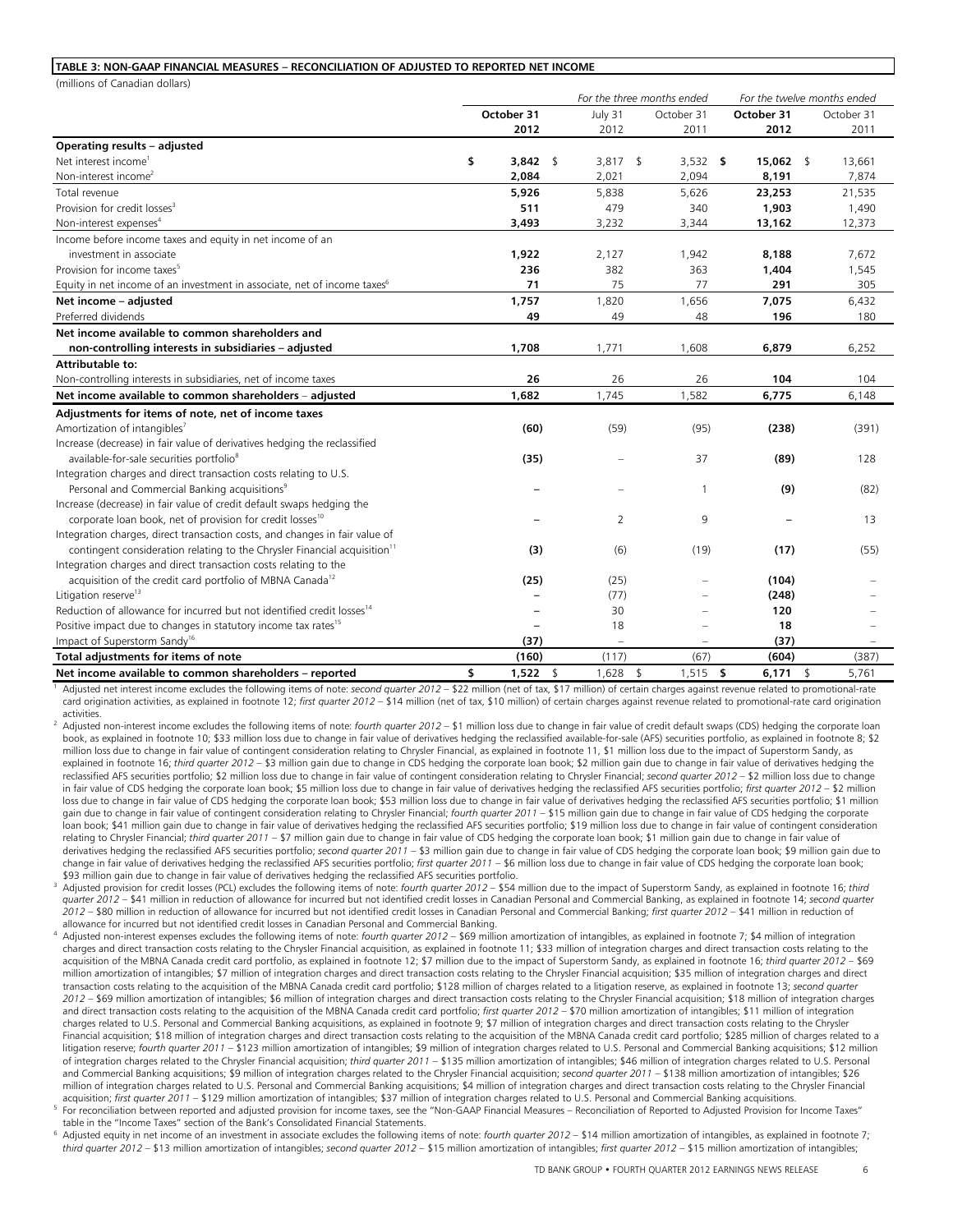**TABLE 3: NON-GAAP FINANCIAL MEASURES – RECONCILIATION OF ADJUSTED TO REPORTED NET INCOME**

(millions of Canadian dollars)

| | *For the three months ended* | | | *For the twelve months ended* | |
|---|---|---|---|---|---|
| | **October 31 2012** | July 31 2012 | October 31 2011 | **October 31 2012** | October 31 2011 |
| **Operating results – adjusted** | | | | | |
| Net interest income[1] | **$ 3,842** | $ 3,817 | $ 3,532 | **$ 15,062** | $ 13,661 |
| Non-interest income[2] | **2,084** | 2,021 | 2,094 | **8,191** | 7,874 |
| Total revenue | **5,926** | 5,838 | 5,626 | **23,253** | 21,535 |
| Provision for credit losses[3] | **511** | 479 | 340 | **1,903** | 1,490 |
| Non-interest expenses[4] | **3,493** | 3,232 | 3,344 | **13,162** | 12,373 |
| Income before income taxes and equity in net income of an investment in associate | **1,922** | 2,127 | 1,942 | **8,188** | 7,672 |
| Provision for income taxes[5] | **236** | 382 | 363 | **1,404** | 1,545 |
| Equity in net income of an investment in associate, net of income taxes[6] | **71** | 75 | 77 | **291** | 305 |
| **Net income – adjusted** | **1,757** | 1,820 | 1,656 | **7,075** | 6,432 |
| Preferred dividends | **49** | 49 | 48 | **196** | 180 |
| **Net income available to common shareholders and non-controlling interests in subsidiaries – adjusted** | **1,708** | 1,771 | 1,608 | **6,879** | 6,252 |
| **Attributable to:** | | | | | |
| Non-controlling interests in subsidiaries, net of income taxes | **26** | 26 | 26 | **104** | 104 |
| **Net income available to common shareholders – adjusted** | **1,682** | 1,745 | 1,582 | **6,775** | 6,148 |
| **Adjustments for items of note, net of income taxes** | | | | | |
| Amortization of intangibles[7] | **(60)** | (59) | (95) | **(238)** | (391) |
| Increase (decrease) in fair value of derivatives hedging the reclassified available-for-sale securities portfolio[8] | **(35)** | – | 37 | **(89)** | 128 |
| Integration charges and direct transaction costs relating to U.S. Personal and Commercial Banking acquisitions[9] | **–** | – | 1 | **(9)** | (82) |
| Increase (decrease) in fair value of credit default swaps hedging the corporate loan book, net of provision for credit losses[10] | **–** | 2 | 9 | **–** | 13 |
| Integration charges, direct transaction costs, and changes in fair value of contingent consideration relating to the Chrysler Financial acquisition[11] | **(3)** | (6) | (19) | **(17)** | (55) |
| Integration charges and direct transaction costs relating to the acquisition of the credit card portfolio of MBNA Canada[12] | **(25)** | (25) | – | **(104)** | – |
| Litigation reserve[13] | **–** | (77) | – | **(248)** | – |
| Reduction of allowance for incurred but not identified credit losses[14] | **–** | 30 | – | **120** | – |
| Positive impact due to changes in statutory income tax rates[15] | **–** | 18 | – | **18** | – |
| Impact of Superstorm Sandy[16] | **(37)** | – | – | **(37)** | – |
| **Total adjustments for items of note** | **(160)** | (117) | (67) | **(604)** | (387) |
| **Net income available to common shareholders – reported** | **$ 1,522** | $ 1,628 | $ 1,515 | **$ 6,171** | $ 5,761 |

[1] Adjusted net interest income excludes the following items of note: *second quarter 2012* – $22 million (net of tax, $17 million) of certain charges against revenue related to promotional-rate card origination activities, as explained in footnote 12; *first quarter 2012* – $14 million (net of tax, $10 million) of certain charges against revenue related to promotional-rate card origination activities.

[2] Adjusted non-interest income excludes the following items of note: *fourth quarter 2012* – $1 million loss due to change in fair value of credit default swaps (CDS) hedging the corporate loan book, as explained in footnote 10; $33 million loss due to change in fair value of derivatives hedging the reclassified available-for-sale (AFS) securities portfolio, as explained in footnote 8; $2 million loss due to change in fair value of contingent consideration relating to Chrysler Financial, as explained in footnote 11, $1 million loss due to the impact of Superstorm Sandy, as explained in footnote 16; *third quarter 2012* – $3 million gain due to change in CDS hedging the corporate loan book; $2 million gain due to change in fair value of derivatives hedging the reclassified AFS securities portfolio; $2 million loss due to change in fair value of contingent consideration relating to Chrysler Financial; *second quarter 2012* – $2 million loss due to change in fair value of CDS hedging the corporate loan book; $5 million loss due to change in fair value of derivatives hedging the reclassified AFS securities portfolio; *first quarter 2012* – $2 million loss due to change in fair value of CDS hedging the corporate loan book; $53 million loss due to change in fair value of derivatives hedging the reclassified AFS securities portfolio; $1 million gain due to change in fair value of contingent consideration relating to Chrysler Financial; *fourth quarter 2011* – $15 million gain due to change in fair value of CDS hedging the corporate loan book; $41 million gain due to change in fair value of derivatives hedging the reclassified AFS securities portfolio; $19 million loss due to change in fair value of contingent consideration relating to Chrysler Financial; *third quarter 2011* – $7 million gain due to change in fair value of CDS hedging the corporate loan book; $1 million gain due to change in fair value of derivatives hedging the reclassified AFS securities portfolio; *second quarter 2011* – $3 million gain due to change in fair value of CDS hedging the corporate loan book; $9 million gain due to change in fair value of derivatives hedging the reclassified AFS securities portfolio; *first quarter 2011* – $6 million loss due to change in fair value of CDS hedging the corporate loan book; $93 million gain due to change in fair value of derivatives hedging the reclassified AFS securities portfolio.

[3] Adjusted provision for credit losses (PCL) excludes the following items of note: *fourth quarter 2012* – $54 million due to the impact of Superstorm Sandy, as explained in footnote 16; *third quarter 2012* – $41 million in reduction of allowance for incurred but not identified credit losses in Canadian Personal and Commercial Banking, as explained in footnote 14; *second quarter 2012* – $80 million in reduction of allowance for incurred but not identified credit losses in Canadian Personal and Commercial Banking; *first quarter 2012* – $41 million in reduction of allowance for incurred but not identified credit losses in Canadian Personal and Commercial Banking.

[4] Adjusted non-interest expenses excludes the following items of note: *fourth quarter 2012* – $69 million amortization of intangibles, as explained in footnote 7; $4 million of integration charges and direct transaction costs relating to the Chrysler Financial acquisition, as explained in footnote 11; $33 million of integration charges and direct transaction costs relating to the acquisition of the MBNA Canada credit card portfolio, as explained in footnote 12; $7 million due to the impact of Superstorm Sandy, as explained in footnote 16; *third quarter 2012* – $69 million amortization of intangibles; $7 million of integration charges and direct transaction costs relating to the Chrysler Financial acquisition; $35 million of integration charges and direct transaction costs relating to the acquisition of the MBNA Canada credit card portfolio; $128 million of charges related to a litigation reserve, as explained in footnote 13; *second quarter 2012* – $69 million amortization of intangibles; $6 million of integration charges and direct transaction costs relating to the Chrysler Financial acquisition; $18 million of integration charges and direct transaction costs relating to the acquisition of the MBNA Canada credit card portfolio; *first quarter 2012* – $70 million amortization of intangibles; $11 million of integration charges related to U.S. Personal and Commercial Banking acquisitions, as explained in footnote 9; $7 million of integration charges and direct transaction costs relating to the Chrysler Financial acquisition; $18 million of integration charges and direct transaction costs relating to the acquisition of the MBNA Canada credit card portfolio; $285 million of charges related to a litigation reserve; *fourth quarter 2011* – $123 million amortization of intangibles; $9 million of integration charges related to U.S. Personal and Commercial Banking acquisitions; $12 million of integration charges related to the Chrysler Financial acquisition; *third quarter 2011* – $135 million amortization of intangibles; $46 million of integration charges related to U.S. Personal and Commercial Banking acquisitions; $9 million of integration charges related to the Chrysler Financial acquisition; *second quarter 2011* – $138 million amortization of intangibles; $26 million of integration charges related to U.S. Personal and Commercial Banking acquisitions; $4 million of integration charges and direct transaction costs relating to the Chrysler Financial acquisition; *first quarter 2011* – $129 million amortization of intangibles; $37 million of integration charges related to U.S. Personal and Commercial Banking acquisitions.

[5] For reconciliation between reported and adjusted provision for income taxes, see the "Non-GAAP Financial Measures – Reconciliation of Reported to Adjusted Provision for Income Taxes" table in the "Income Taxes" section of the Bank's Consolidated Financial Statements.

[6] Adjusted equity in net income of an investment in associate excludes the following items of note: *fourth quarter 2012* – $14 million amortization of intangibles, as explained in footnote 7; *third quarter 2012* – $13 million amortization of intangibles; *second quarter 2012* – $15 million amortization of intangibles; *first quarter 2012* – $15 million amortization of intangibles;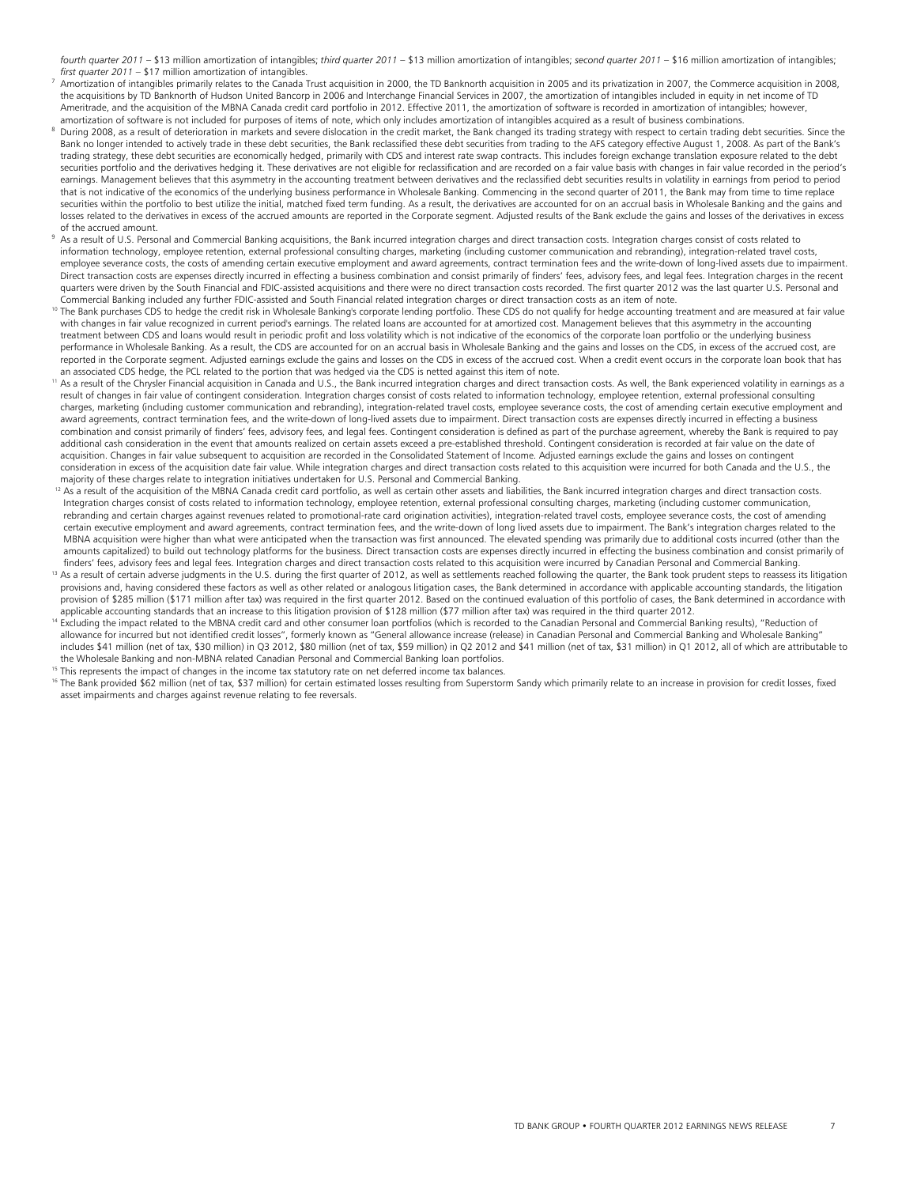*fourth quarter 2011* – $13 million amortization of intangibles; *third quarter 2011* – $13 million amortization of intangibles; *second quarter 2011* – $16 million amortization of intangibles; *first quarter 2011* – $17 million amortization of intangibles.

[7] Amortization of intangibles primarily relates to the Canada Trust acquisition in 2000, the TD Banknorth acquisition in 2005 and its privatization in 2007, the Commerce acquisition in 2008, the acquisitions by TD Banknorth of Hudson United Bancorp in 2006 and Interchange Financial Services in 2007, the amortization of intangibles included in equity in net income of TD Ameritrade, and the acquisition of the MBNA Canada credit card portfolio in 2012. Effective 2011, the amortization of software is recorded in amortization of intangibles; however, amortization of software is not included for purposes of items of note, which only includes amortization of intangibles acquired as a result of business combinations.

[8] During 2008, as a result of deterioration in markets and severe dislocation in the credit market, the Bank changed its trading strategy with respect to certain trading debt securities. Since the Bank no longer intended to actively trade in these debt securities, the Bank reclassified these debt securities from trading to the AFS category effective August 1, 2008. As part of the Bank's trading strategy, these debt securities are economically hedged, primarily with CDS and interest rate swap contracts. This includes foreign exchange translation exposure related to the debt securities portfolio and the derivatives hedging it. These derivatives are not eligible for reclassification and are recorded on a fair value basis with changes in fair value recorded in the period's earnings. Management believes that this asymmetry in the accounting treatment between derivatives and the reclassified debt securities results in volatility in earnings from period to period that is not indicative of the economics of the underlying business performance in Wholesale Banking. Commencing in the second quarter of 2011, the Bank may from time to time replace securities within the portfolio to best utilize the initial, matched fixed term funding. As a result, the derivatives are accounted for on an accrual basis in Wholesale Banking and the gains and losses related to the derivatives in excess of the accrued amounts are reported in the Corporate segment. Adjusted results of the Bank exclude the gains and losses of the derivatives in excess of the accrued amount.

[9] As a result of U.S. Personal and Commercial Banking acquisitions, the Bank incurred integration charges and direct transaction costs. Integration charges consist of costs related to information technology, employee retention, external professional consulting charges, marketing (including customer communication and rebranding), integration-related travel costs, employee severance costs, the costs of amending certain executive employment and award agreements, contract termination fees and the write-down of long-lived assets due to impairment. Direct transaction costs are expenses directly incurred in effecting a business combination and consist primarily of finders' fees, advisory fees, and legal fees. Integration charges in the recent quarters were driven by the South Financial and FDIC-assisted acquisitions and there were no direct transaction costs recorded. The first quarter 2012 was the last quarter U.S. Personal and Commercial Banking included any further FDIC-assisted and South Financial related integration charges or direct transaction costs as an item of note.

[10] The Bank purchases CDS to hedge the credit risk in Wholesale Banking's corporate lending portfolio. These CDS do not qualify for hedge accounting treatment and are measured at fair value with changes in fair value recognized in current period's earnings. The related loans are accounted for at amortized cost. Management believes that this asymmetry in the accounting treatment between CDS and loans would result in periodic profit and loss volatility which is not indicative of the economics of the corporate loan portfolio or the underlying business performance in Wholesale Banking. As a result, the CDS are accounted for on an accrual basis in Wholesale Banking and the gains and losses on the CDS, in excess of the accrued cost, are reported in the Corporate segment. Adjusted earnings exclude the gains and losses on the CDS in excess of the accrued cost. When a credit event occurs in the corporate loan book that has an associated CDS hedge, the PCL related to the portion that was hedged via the CDS is netted against this item of note.

[11] As a result of the Chrysler Financial acquisition in Canada and U.S., the Bank incurred integration charges and direct transaction costs. As well, the Bank experienced volatility in earnings as a result of changes in fair value of contingent consideration. Integration charges consist of costs related to information technology, employee retention, external professional consulting charges, marketing (including customer communication and rebranding), integration-related travel costs, employee severance costs, the cost of amending certain executive employment and award agreements, contract termination fees, and the write-down of long-lived assets due to impairment. Direct transaction costs are expenses directly incurred in effecting a business combination and consist primarily of finders' fees, advisory fees, and legal fees. Contingent consideration is defined as part of the purchase agreement, whereby the Bank is required to pay additional cash consideration in the event that amounts realized on certain assets exceed a pre-established threshold. Contingent consideration is recorded at fair value on the date of acquisition. Changes in fair value subsequent to acquisition are recorded in the Consolidated Statement of Income. Adjusted earnings exclude the gains and losses on contingent consideration in excess of the acquisition date fair value. While integration charges and direct transaction costs related to this acquisition were incurred for both Canada and the U.S., the majority of these charges relate to integration initiatives undertaken for U.S. Personal and Commercial Banking.

[12] As a result of the acquisition of the MBNA Canada credit card portfolio, as well as certain other assets and liabilities, the Bank incurred integration charges and direct transaction costs. Integration charges consist of costs related to information technology, employee retention, external professional consulting charges, marketing (including customer communication, rebranding and certain charges against revenues related to promotional-rate card origination activities), integration-related travel costs, employee severance costs, the cost of amending certain executive employment and award agreements, contract termination fees, and the write-down of long lived assets due to impairment. The Bank's integration charges related to the MBNA acquisition were higher than what were anticipated when the transaction was first announced. The elevated spending was primarily due to additional costs incurred (other than the amounts capitalized) to build out technology platforms for the business. Direct transaction costs are expenses directly incurred in effecting the business combination and consist primarily of finders' fees, advisory fees and legal fees. Integration charges and direct transaction costs related to this acquisition were incurred by Canadian Personal and Commercial Banking.

[13] As a result of certain adverse judgments in the U.S. during the first quarter of 2012, as well as settlements reached following the quarter, the Bank took prudent steps to reassess its litigation provisions and, having considered these factors as well as other related or analogous litigation cases, the Bank determined in accordance with applicable accounting standards, the litigation provision of $285 million ($171 million after tax) was required in the first quarter 2012. Based on the continued evaluation of this portfolio of cases, the Bank determined in accordance with applicable accounting standards that an increase to this litigation provision of $128 million ($77 million after tax) was required in the third quarter 2012.

[14] Excluding the impact related to the MBNA credit card and other consumer loan portfolios (which is recorded to the Canadian Personal and Commercial Banking results), "Reduction of allowance for incurred but not identified credit losses", formerly known as "General allowance increase (release) in Canadian Personal and Commercial Banking and Wholesale Banking" includes $41 million (net of tax, $30 million) in Q3 2012, $80 million (net of tax, $59 million) in Q2 2012 and $41 million (net of tax, $31 million) in Q1 2012, all of which are attributable to the Wholesale Banking and non-MBNA related Canadian Personal and Commercial Banking loan portfolios.

[15] This represents the impact of changes in the income tax statutory rate on net deferred income tax balances.

[16] The Bank provided $62 million (net of tax, $37 million) for certain estimated losses resulting from Superstorm Sandy which primarily relate to an increase in provision for credit losses, fixed asset impairments and charges against revenue relating to fee reversals.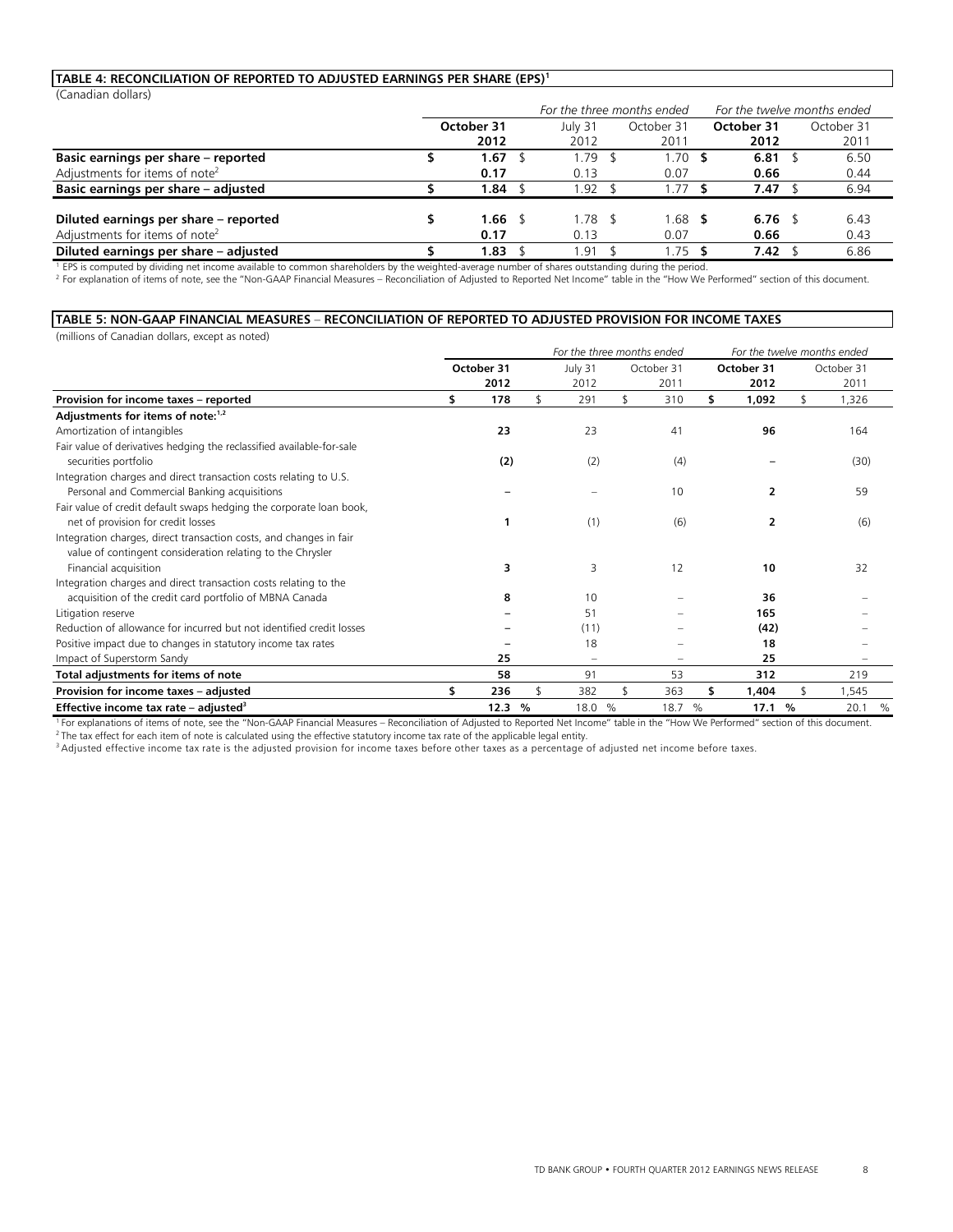**TABLE 4: RECONCILIATION OF REPORTED TO ADJUSTED EARNINGS PER SHARE (EPS)[1]**

(Canadian dollars)

| | For the three months ended | | | For the twelve months ended | |
|---|---|---|---|---|---|
| | **October 31 2012** | July 31 2012 | October 31 2011 | **October 31 2012** | October 31 2011 |
| **Basic earnings per share – reported** | **$ 1.67** | $ 1.79 | $ 1.70 | **$ 6.81** | $ 6.50 |
| Adjustments for items of note[2] | **0.17** | 0.13 | 0.07 | **0.66** | 0.44 |
| **Basic earnings per share – adjusted** | **$ 1.84** | $ 1.92 | $ 1.77 | **$ 7.47** | $ 6.94 |
| **Diluted earnings per share – reported** | **$ 1.66** | $ 1.78 | $ 1.68 | **$ 6.76** | $ 6.43 |
| Adjustments for items of note[2] | **0.17** | 0.13 | 0.07 | **0.66** | 0.43 |
| **Diluted earnings per share – adjusted** | **$ 1.83** | $ 1.91 | $ 1.75 | **$ 7.42** | $ 6.86 |

[1] EPS is computed by dividing net income available to common shareholders by the weighted-average number of shares outstanding during the period.
[2] For explanation of items of note, see the "Non-GAAP Financial Measures – Reconciliation of Adjusted to Reported Net Income" table in the "How We Performed" section of this document.

**TABLE 5: NON-GAAP FINANCIAL MEASURES – RECONCILIATION OF REPORTED TO ADJUSTED PROVISION FOR INCOME TAXES**

(millions of Canadian dollars, except as noted)

| | For the three months ended | | | For the twelve months ended | |
|---|---|---|---|---|---|
| | **October 31 2012** | July 31 2012 | October 31 2011 | **October 31 2012** | October 31 2011 |
| **Provision for income taxes – reported** | **$ 178** | $ 291 | $ 310 | **$ 1,092** | $ 1,326 |
| **Adjustments for items of note:[1,2]** | | | | | |
| Amortization of intangibles | **23** | 23 | 41 | **96** | 164 |
| Fair value of derivatives hedging the reclassified available-for-sale securities portfolio | **(2)** | (2) | (4) | **–** | (30) |
| Integration charges and direct transaction costs relating to U.S. Personal and Commercial Banking acquisitions | **–** | – | 10 | **2** | 59 |
| Fair value of credit default swaps hedging the corporate loan book, net of provision for credit losses | **1** | (1) | (6) | **2** | (6) |
| Integration charges, direct transaction costs, and changes in fair value of contingent consideration relating to the Chrysler Financial acquisition | **3** | 3 | 12 | **10** | 32 |
| Integration charges and direct transaction costs relating to the acquisition of the credit card portfolio of MBNA Canada | **8** | 10 | – | **36** | – |
| Litigation reserve | **–** | 51 | – | **165** | – |
| Reduction of allowance for incurred but not identified credit losses | **–** | (11) | – | **(42)** | – |
| Positive impact due to changes in statutory income tax rates | **–** | 18 | – | **18** | – |
| Impact of Superstorm Sandy | **25** | – | – | **25** | – |
| **Total adjustments for items of note** | **58** | 91 | 53 | **312** | 219 |
| **Provision for income taxes – adjusted** | **$ 236** | $ 382 | $ 363 | **$ 1,404** | $ 1,545 |
| **Effective income tax rate – adjusted[3]** | **12.3 %** | 18.0 % | 18.7 % | **17.1 %** | 20.1 % |

[1] For explanations of items of note, see the "Non-GAAP Financial Measures – Reconciliation of Adjusted to Reported Net Income" table in the "How We Performed" section of this document.
[2] The tax effect for each item of note is calculated using the effective statutory income tax rate of the applicable legal entity.
[3] Adjusted effective income tax rate is the adjusted provision for income taxes before other taxes as a percentage of adjusted net income before taxes.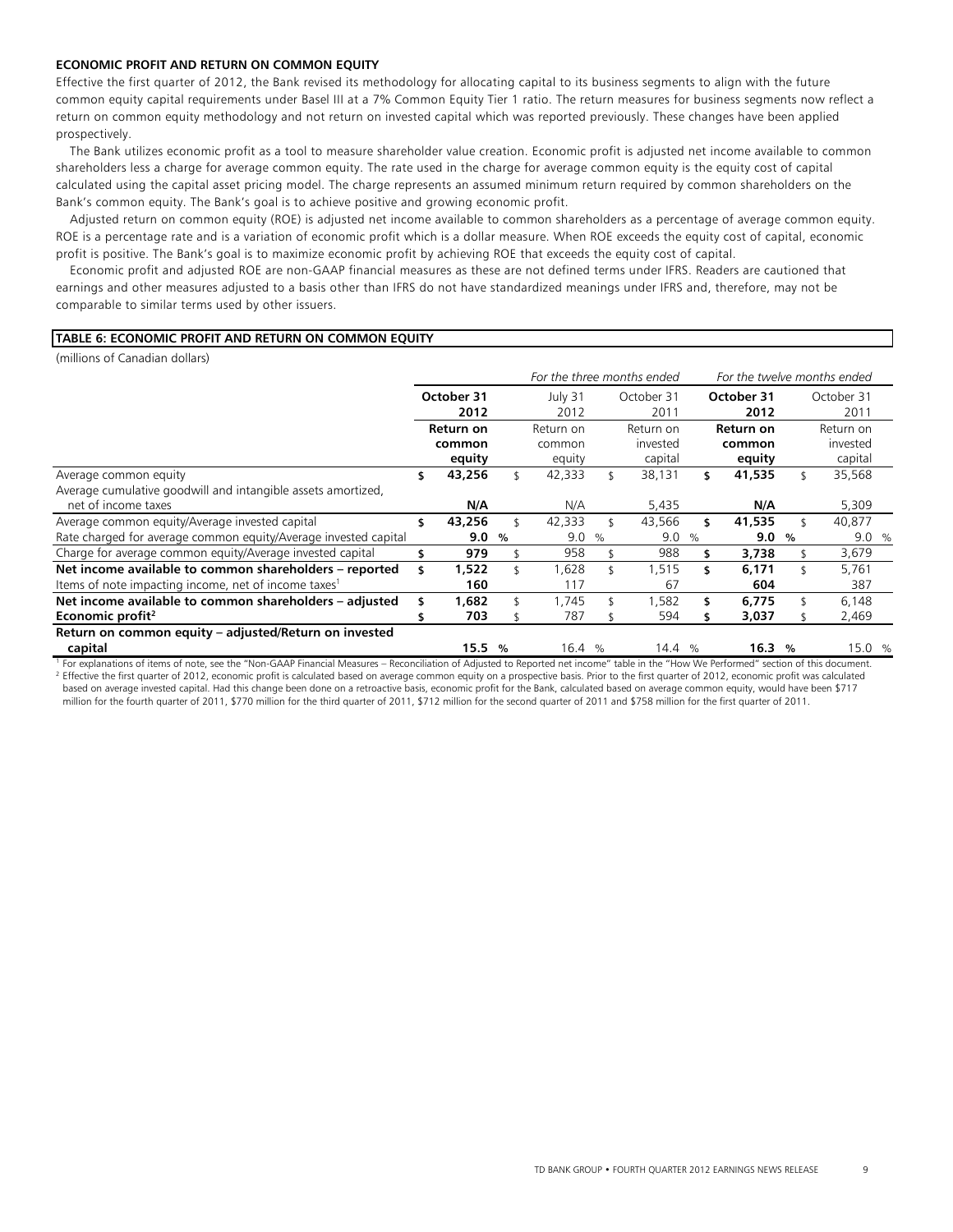**ECONOMIC PROFIT AND RETURN ON COMMON EQUITY**

Effective the first quarter of 2012, the Bank revised its methodology for allocating capital to its business segments to align with the future common equity capital requirements under Basel III at a 7% Common Equity Tier 1 ratio. The return measures for business segments now reflect a return on common equity methodology and not return on invested capital which was reported previously. These changes have been applied prospectively.

The Bank utilizes economic profit as a tool to measure shareholder value creation. Economic profit is adjusted net income available to common shareholders less a charge for average common equity. The rate used in the charge for average common equity is the equity cost of capital calculated using the capital asset pricing model. The charge represents an assumed minimum return required by common shareholders on the Bank's common equity. The Bank's goal is to achieve positive and growing economic profit.

Adjusted return on common equity (ROE) is adjusted net income available to common shareholders as a percentage of average common equity. ROE is a percentage rate and is a variation of economic profit which is a dollar measure. When ROE exceeds the equity cost of capital, economic profit is positive. The Bank's goal is to maximize economic profit by achieving ROE that exceeds the equity cost of capital.

Economic profit and adjusted ROE are non-GAAP financial measures as these are not defined terms under IFRS. Readers are cautioned that earnings and other measures adjusted to a basis other than IFRS do not have standardized meanings under IFRS and, therefore, may not be comparable to similar terms used by other issuers.

**TABLE 6: ECONOMIC PROFIT AND RETURN ON COMMON EQUITY**

(millions of Canadian dollars)

| | *For the three months ended* | | | *For the twelve months ended* | |
|---|---|---|---|---|---|
| | **October 31 2012** | July 31 2012 | October 31 2011 | **October 31 2012** | October 31 2011 |
| | **Return on common equity** | Return on common equity | Return on invested capital | **Return on common equity** | Return on invested capital |
| Average common equity | **$ 43,256** | $ 42,333 | $ 38,131 | **$ 41,535** | $ 35,568 |
| Average cumulative goodwill and intangible assets amortized, net of income taxes | **N/A** | N/A | 5,435 | **N/A** | 5,309 |
| Average common equity/Average invested capital | **$ 43,256** | $ 42,333 | $ 43,566 | **$ 41,535** | $ 40,877 |
| Rate charged for average common equity/Average invested capital | **9.0 %** | 9.0 % | 9.0 % | **9.0 %** | 9.0 % |
| Charge for average common equity/Average invested capital | **$ 979** | $ 958 | $ 988 | **$ 3,738** | $ 3,679 |
| **Net income available to common shareholders – reported** | **$ 1,522** | $ 1,628 | $ 1,515 | **$ 6,171** | $ 5,761 |
| Items of note impacting income, net of income taxes[1] | **160** | 117 | 67 | **604** | 387 |
| **Net income available to common shareholders – adjusted** | **$ 1,682** | $ 1,745 | $ 1,582 | **$ 6,775** | $ 6,148 |
| **Economic profit**[2] | **$ 703** | $ 787 | $ 594 | **$ 3,037** | $ 2,469 |
| **Return on common equity – adjusted/Return on invested capital** | **15.5 %** | 16.4 % | 14.4 % | **16.3 %** | 15.0 % |

[1] For explanations of items of note, see the "Non-GAAP Financial Measures – Reconciliation of Adjusted to Reported net income" table in the "How We Performed" section of this document.

[2] Effective the first quarter of 2012, economic profit is calculated based on average common equity on a prospective basis. Prior to the first quarter of 2012, economic profit was calculated based on average invested capital. Had this change been done on a retroactive basis, economic profit for the Bank, calculated based on average common equity, would have been $717 million for the fourth quarter of 2011, $770 million for the third quarter of 2011, $712 million for the second quarter of 2011 and $758 million for the first quarter of 2011.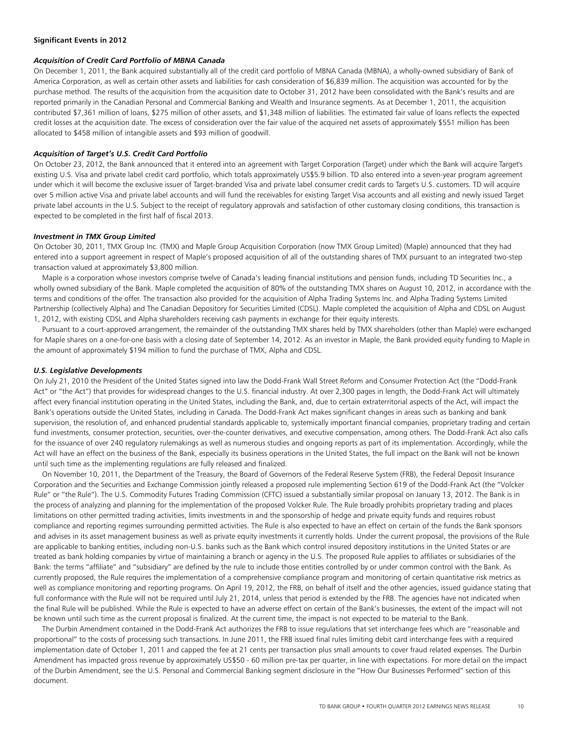**Significant Events in 2012**

***Acquisition of Credit Card Portfolio of MBNA Canada***

On December 1, 2011, the Bank acquired substantially all of the credit card portfolio of MBNA Canada (MBNA), a wholly-owned subsidiary of Bank of America Corporation, as well as certain other assets and liabilities for cash consideration of $6,839 million. The acquisition was accounted for by the purchase method. The results of the acquisition from the acquisition date to October 31, 2012 have been consolidated with the Bank's results and are reported primarily in the Canadian Personal and Commercial Banking and Wealth and Insurance segments. As at December 1, 2011, the acquisition contributed $7,361 million of loans, $275 million of other assets, and $1,348 million of liabilities. The estimated fair value of loans reflects the expected credit losses at the acquisition date. The excess of consideration over the fair value of the acquired net assets of approximately $551 million has been allocated to $458 million of intangible assets and $93 million of goodwill.

***Acquisition of Target's U.S. Credit Card Portfolio***

On October 23, 2012, the Bank announced that it entered into an agreement with Target Corporation (Target) under which the Bank will acquire Target's existing U.S. Visa and private label credit card portfolio, which totals approximately US$5.9 billion. TD also entered into a seven-year program agreement under which it will become the exclusive issuer of Target-branded Visa and private label consumer credit cards to Target's U.S. customers. TD will acquire over 5 million active Visa and private label accounts and will fund the receivables for existing Target Visa accounts and all existing and newly issued Target private label accounts in the U.S. Subject to the receipt of regulatory approvals and satisfaction of other customary closing conditions, this transaction is expected to be completed in the first half of fiscal 2013.

***Investment in TMX Group Limited***

On October 30, 2011, TMX Group Inc. (TMX) and Maple Group Acquisition Corporation (now TMX Group Limited) (Maple) announced that they had entered into a support agreement in respect of Maple's proposed acquisition of all of the outstanding shares of TMX pursuant to an integrated two-step transaction valued at approximately $3,800 million.

Maple is a corporation whose investors comprise twelve of Canada's leading financial institutions and pension funds, including TD Securities Inc., a wholly owned subsidiary of the Bank. Maple completed the acquisition of 80% of the outstanding TMX shares on August 10, 2012, in accordance with the terms and conditions of the offer. The transaction also provided for the acquisition of Alpha Trading Systems Inc. and Alpha Trading Systems Limited Partnership (collectively Alpha) and The Canadian Depository for Securities Limited (CDSL). Maple completed the acquisition of Alpha and CDSL on August 1, 2012, with existing CDSL and Alpha shareholders receiving cash payments in exchange for their equity interests.

Pursuant to a court-approved arrangement, the remainder of the outstanding TMX shares held by TMX shareholders (other than Maple) were exchanged for Maple shares on a one-for-one basis with a closing date of September 14, 2012. As an investor in Maple, the Bank provided equity funding to Maple in the amount of approximately $194 million to fund the purchase of TMX, Alpha and CDSL.

***U.S. Legislative Developments***

On July 21, 2010 the President of the United States signed into law the Dodd-Frank Wall Street Reform and Consumer Protection Act (the "Dodd-Frank Act" or "the Act") that provides for widespread changes to the U.S. financial industry. At over 2,300 pages in length, the Dodd-Frank Act will ultimately affect every financial institution operating in the United States, including the Bank, and, due to certain extraterritorial aspects of the Act, will impact the Bank's operations outside the United States, including in Canada. The Dodd-Frank Act makes significant changes in areas such as banking and bank supervision, the resolution of, and enhanced prudential standards applicable to, systemically important financial companies, proprietary trading and certain fund investments, consumer protection, securities, over-the-counter derivatives, and executive compensation, among others. The Dodd-Frank Act also calls for the issuance of over 240 regulatory rulemakings as well as numerous studies and ongoing reports as part of its implementation. Accordingly, while the Act will have an effect on the business of the Bank, especially its business operations in the United States, the full impact on the Bank will not be known until such time as the implementing regulations are fully released and finalized.

On November 10, 2011, the Department of the Treasury, the Board of Governors of the Federal Reserve System (FRB), the Federal Deposit Insurance Corporation and the Securities and Exchange Commission jointly released a proposed rule implementing Section 619 of the Dodd-Frank Act (the "Volcker Rule" or "the Rule"). The U.S. Commodity Futures Trading Commission (CFTC) issued a substantially similar proposal on January 13, 2012. The Bank is in the process of analyzing and planning for the implementation of the proposed Volcker Rule. The Rule broadly prohibits proprietary trading and places limitations on other permitted trading activities, limits investments in and the sponsorship of hedge and private equity funds and requires robust compliance and reporting regimes surrounding permitted activities. The Rule is also expected to have an effect on certain of the funds the Bank sponsors and advises in its asset management business as well as private equity investments it currently holds. Under the current proposal, the provisions of the Rule are applicable to banking entities, including non-U.S. banks such as the Bank which control insured depository institutions in the United States or are treated as bank holding companies by virtue of maintaining a branch or agency in the U.S. The proposed Rule applies to affiliates or subsidiaries of the Bank: the terms "affiliate" and "subsidiary" are defined by the rule to include those entities controlled by or under common control with the Bank. As currently proposed, the Rule requires the implementation of a comprehensive compliance program and monitoring of certain quantitative risk metrics as well as compliance monitoring and reporting programs. On April 19, 2012, the FRB, on behalf of itself and the other agencies, issued guidance stating that full conformance with the Rule will not be required until July 21, 2014, unless that period is extended by the FRB. The agencies have not indicated when the final Rule will be published. While the Rule is expected to have an adverse effect on certain of the Bank's businesses, the extent of the impact will not be known until such time as the current proposal is finalized. At the current time, the impact is not expected to be material to the Bank.

The Durbin Amendment contained in the Dodd-Frank Act authorizes the FRB to issue regulations that set interchange fees which are "reasonable and proportional" to the costs of processing such transactions. In June 2011, the FRB issued final rules limiting debit card interchange fees with a required implementation date of October 1, 2011 and capped the fee at 21 cents per transaction plus small amounts to cover fraud related expenses. The Durbin Amendment has impacted gross revenue by approximately US$50 - 60 million pre-tax per quarter, in line with expectations. For more detail on the impact of the Durbin Amendment, see the U.S. Personal and Commercial Banking segment disclosure in the "How Our Businesses Performed" section of this document.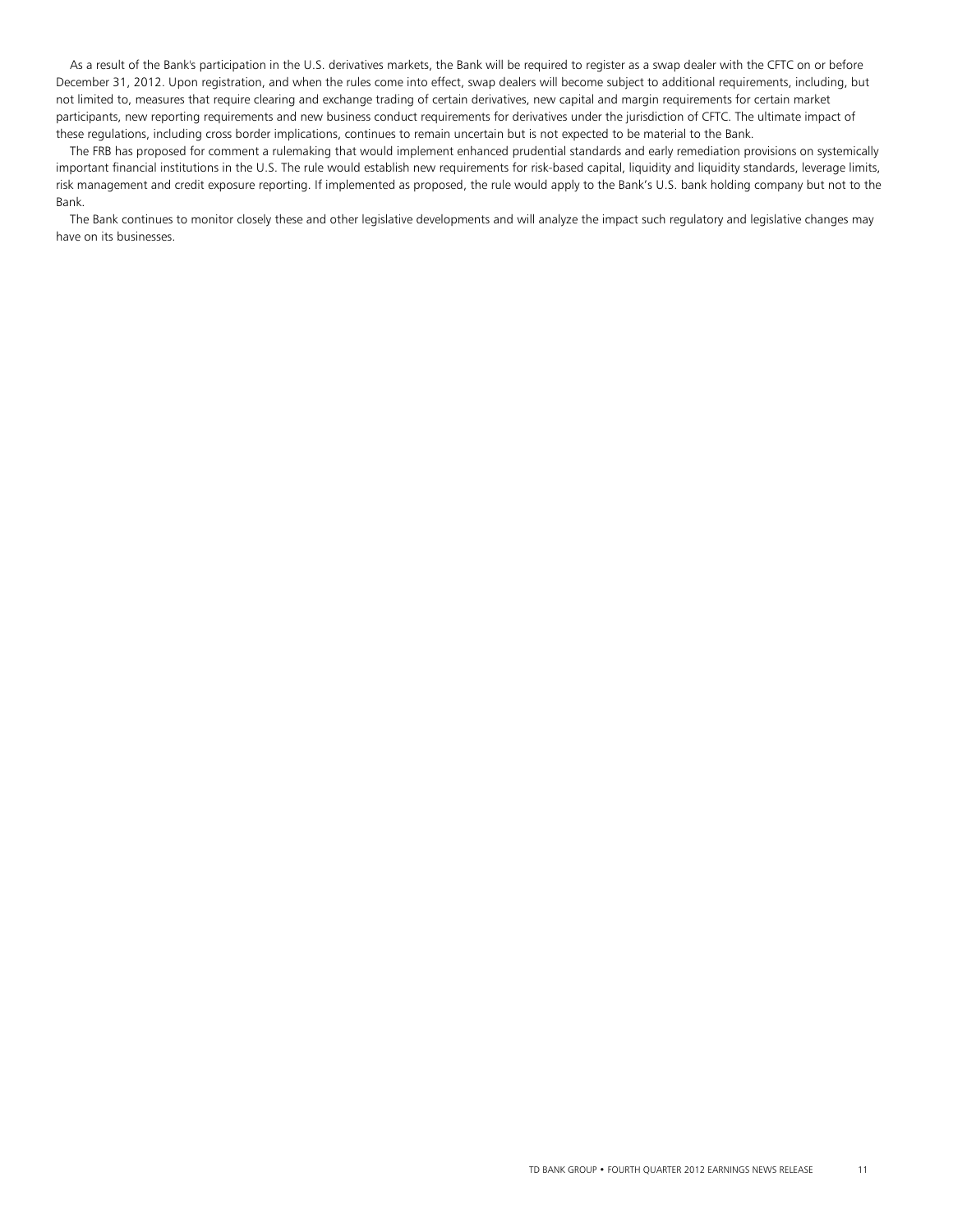As a result of the Bank's participation in the U.S. derivatives markets, the Bank will be required to register as a swap dealer with the CFTC on or before December 31, 2012. Upon registration, and when the rules come into effect, swap dealers will become subject to additional requirements, including, but not limited to, measures that require clearing and exchange trading of certain derivatives, new capital and margin requirements for certain market participants, new reporting requirements and new business conduct requirements for derivatives under the jurisdiction of CFTC. The ultimate impact of these regulations, including cross border implications, continues to remain uncertain but is not expected to be material to the Bank.

The FRB has proposed for comment a rulemaking that would implement enhanced prudential standards and early remediation provisions on systemically important financial institutions in the U.S. The rule would establish new requirements for risk-based capital, liquidity and liquidity standards, leverage limits, risk management and credit exposure reporting. If implemented as proposed, the rule would apply to the Bank's U.S. bank holding company but not to the Bank.

The Bank continues to monitor closely these and other legislative developments and will analyze the impact such regulatory and legislative changes may have on its businesses.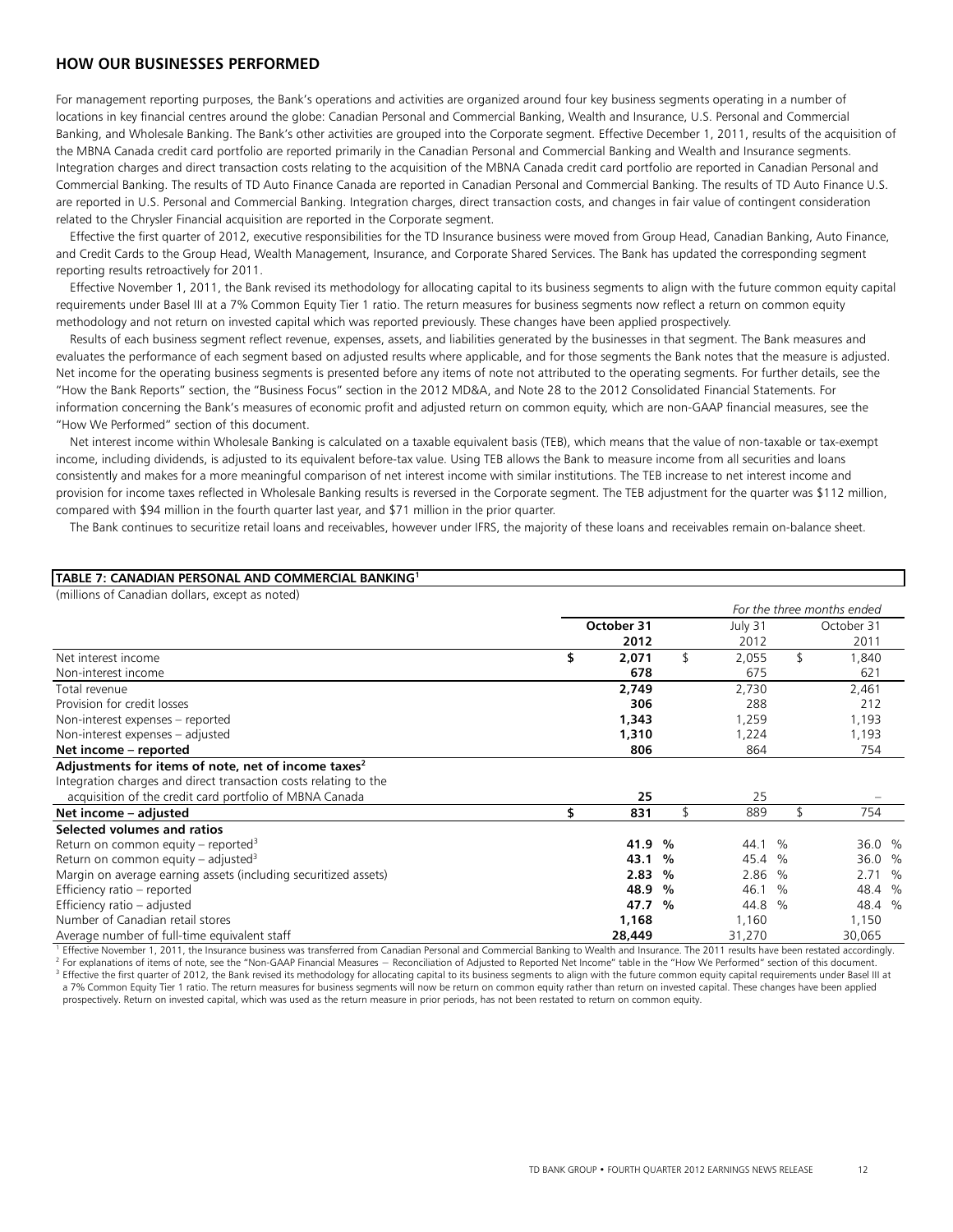## HOW OUR BUSINESSES PERFORMED

For management reporting purposes, the Bank's operations and activities are organized around four key business segments operating in a number of locations in key financial centres around the globe: Canadian Personal and Commercial Banking, Wealth and Insurance, U.S. Personal and Commercial Banking, and Wholesale Banking. The Bank's other activities are grouped into the Corporate segment. Effective December 1, 2011, results of the acquisition of the MBNA Canada credit card portfolio are reported primarily in the Canadian Personal and Commercial Banking and Wealth and Insurance segments. Integration charges and direct transaction costs relating to the acquisition of the MBNA Canada credit card portfolio are reported in Canadian Personal and Commercial Banking. The results of TD Auto Finance Canada are reported in Canadian Personal and Commercial Banking. The results of TD Auto Finance U.S. are reported in U.S. Personal and Commercial Banking. Integration charges, direct transaction costs, and changes in fair value of contingent consideration related to the Chrysler Financial acquisition are reported in the Corporate segment.

Effective the first quarter of 2012, executive responsibilities for the TD Insurance business were moved from Group Head, Canadian Banking, Auto Finance, and Credit Cards to the Group Head, Wealth Management, Insurance, and Corporate Shared Services. The Bank has updated the corresponding segment reporting results retroactively for 2011.

Effective November 1, 2011, the Bank revised its methodology for allocating capital to its business segments to align with the future common equity capital requirements under Basel III at a 7% Common Equity Tier 1 ratio. The return measures for business segments now reflect a return on common equity methodology and not return on invested capital which was reported previously. These changes have been applied prospectively.

Results of each business segment reflect revenue, expenses, assets, and liabilities generated by the businesses in that segment. The Bank measures and evaluates the performance of each segment based on adjusted results where applicable, and for those segments the Bank notes that the measure is adjusted. Net income for the operating business segments is presented before any items of note not attributed to the operating segments. For further details, see the "How the Bank Reports" section, the "Business Focus" section in the 2012 MD&A, and Note 28 to the 2012 Consolidated Financial Statements. For information concerning the Bank's measures of economic profit and adjusted return on common equity, which are non-GAAP financial measures, see the "How We Performed" section of this document.

Net interest income within Wholesale Banking is calculated on a taxable equivalent basis (TEB), which means that the value of non-taxable or tax-exempt income, including dividends, is adjusted to its equivalent before-tax value. Using TEB allows the Bank to measure income from all securities and loans consistently and makes for a more meaningful comparison of net interest income with similar institutions. The TEB increase to net interest income and provision for income taxes reflected in Wholesale Banking results is reversed in the Corporate segment. The TEB adjustment for the quarter was $112 million, compared with $94 million in the fourth quarter last year, and $71 million in the prior quarter.

The Bank continues to securitize retail loans and receivables, however under IFRS, the majority of these loans and receivables remain on-balance sheet.

**TABLE 7: CANADIAN PERSONAL AND COMMERCIAL BANKING[1]**

(millions of Canadian dollars, except as noted)

| | *For the three months ended* | | |
|---|---|---|---|
| | **October 31 2012** | July 31 2012 | October 31 2011 |
| Net interest income | **$ 2,071** | $ 2,055 | $ 1,840 |
| Non-interest income | **678** | 675 | 621 |
| Total revenue | **2,749** | 2,730 | 2,461 |
| Provision for credit losses | **306** | 288 | 212 |
| Non-interest expenses – reported | **1,343** | 1,259 | 1,193 |
| Non-interest expenses – adjusted | **1,310** | 1,224 | 1,193 |
| **Net income – reported** | **806** | 864 | 754 |
| **Adjustments for items of note, net of income taxes[2]** | | | |
| Integration charges and direct transaction costs relating to the acquisition of the credit card portfolio of MBNA Canada | **25** | 25 | – |
| **Net income – adjusted** | **$ 831** | $ 889 | $ 754 |
| **Selected volumes and ratios** | | | |
| Return on common equity – reported[3] | **41.9 %** | 44.1 % | 36.0 % |
| Return on common equity – adjusted[3] | **43.1 %** | 45.4 % | 36.0 % |
| Margin on average earning assets (including securitized assets) | **2.83 %** | 2.86 % | 2.71 % |
| Efficiency ratio – reported | **48.9 %** | 46.1 % | 48.4 % |
| Efficiency ratio – adjusted | **47.7 %** | 44.8 % | 48.4 % |
| Number of Canadian retail stores | **1,168** | 1,160 | 1,150 |
| Average number of full-time equivalent staff | **28,449** | 31,270 | 30,065 |

[1] Effective November 1, 2011, the Insurance business was transferred from Canadian Personal and Commercial Banking to Wealth and Insurance. The 2011 results have been restated accordingly.
[2] For explanations of items of note, see the "Non-GAAP Financial Measures – Reconciliation of Adjusted to Reported Net Income" table in the "How We Performed" section of this document.
[3] Effective the first quarter of 2012, the Bank revised its methodology for allocating capital to its business segments to align with the future common equity capital requirements under Basel III at a 7% Common Equity Tier 1 ratio. The return measures for business segments will now be return on common equity rather than return on invested capital. These changes have been applied prospectively. Return on invested capital, which was used as the return measure in prior periods, has not been restated to return on common equity.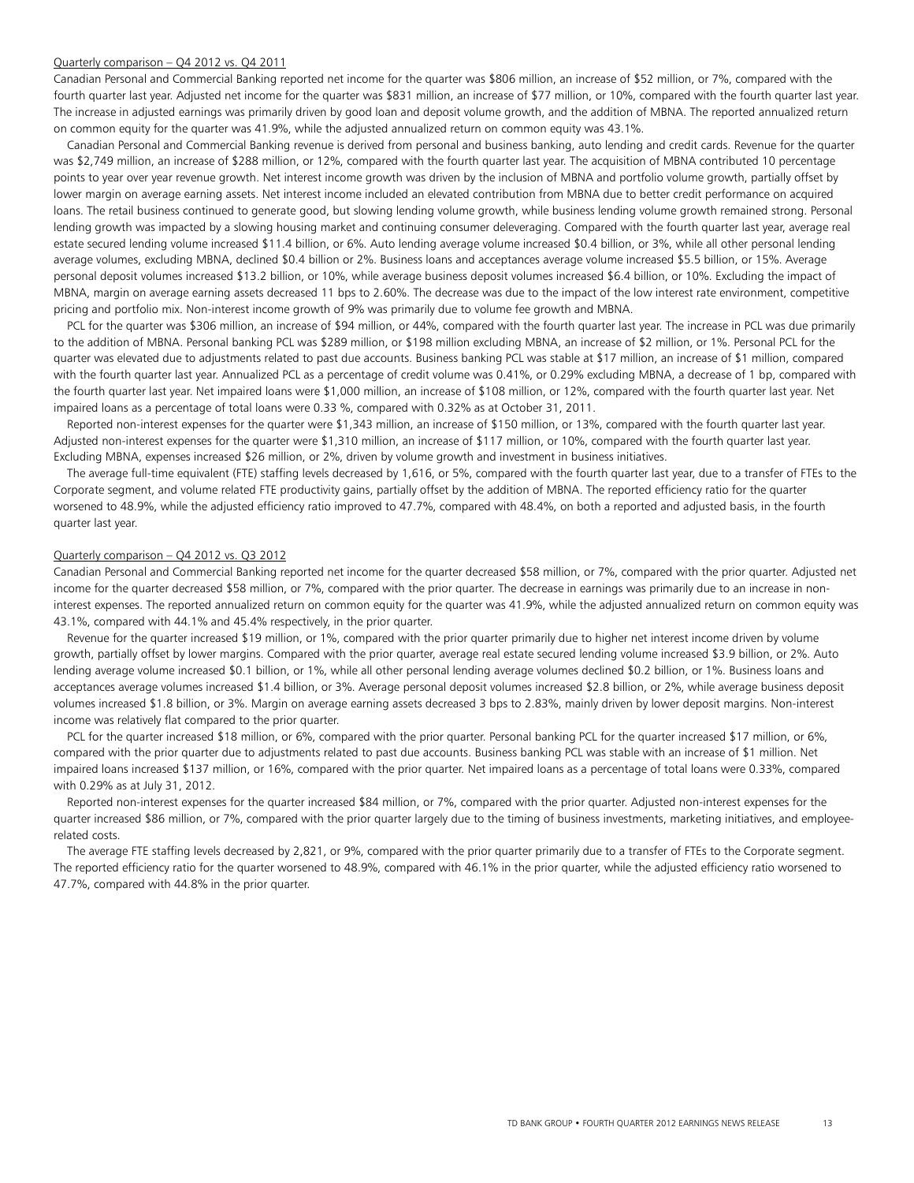Quarterly comparison – Q4 2012 vs. Q4 2011

Canadian Personal and Commercial Banking reported net income for the quarter was $806 million, an increase of $52 million, or 7%, compared with the fourth quarter last year. Adjusted net income for the quarter was $831 million, an increase of $77 million, or 10%, compared with the fourth quarter last year. The increase in adjusted earnings was primarily driven by good loan and deposit volume growth, and the addition of MBNA. The reported annualized return on common equity for the quarter was 41.9%, while the adjusted annualized return on common equity was 43.1%.

Canadian Personal and Commercial Banking revenue is derived from personal and business banking, auto lending and credit cards. Revenue for the quarter was $2,749 million, an increase of $288 million, or 12%, compared with the fourth quarter last year. The acquisition of MBNA contributed 10 percentage points to year over year revenue growth. Net interest income growth was driven by the inclusion of MBNA and portfolio volume growth, partially offset by lower margin on average earning assets. Net interest income included an elevated contribution from MBNA due to better credit performance on acquired loans. The retail business continued to generate good, but slowing lending volume growth, while business lending volume growth remained strong. Personal lending growth was impacted by a slowing housing market and continuing consumer deleveraging. Compared with the fourth quarter last year, average real estate secured lending volume increased $11.4 billion, or 6%. Auto lending average volume increased $0.4 billion, or 3%, while all other personal lending average volumes, excluding MBNA, declined $0.4 billion or 2%. Business loans and acceptances average volume increased $5.5 billion, or 15%. Average personal deposit volumes increased $13.2 billion, or 10%, while average business deposit volumes increased $6.4 billion, or 10%. Excluding the impact of MBNA, margin on average earning assets decreased 11 bps to 2.60%. The decrease was due to the impact of the low interest rate environment, competitive pricing and portfolio mix. Non-interest income growth of 9% was primarily due to volume fee growth and MBNA.

PCL for the quarter was $306 million, an increase of $94 million, or 44%, compared with the fourth quarter last year. The increase in PCL was due primarily to the addition of MBNA. Personal banking PCL was $289 million, or $198 million excluding MBNA, an increase of $2 million, or 1%. Personal PCL for the quarter was elevated due to adjustments related to past due accounts. Business banking PCL was stable at $17 million, an increase of $1 million, compared with the fourth quarter last year. Annualized PCL as a percentage of credit volume was 0.41%, or 0.29% excluding MBNA, a decrease of 1 bp, compared with the fourth quarter last year. Net impaired loans were $1,000 million, an increase of $108 million, or 12%, compared with the fourth quarter last year. Net impaired loans as a percentage of total loans were 0.33 %, compared with 0.32% as at October 31, 2011.

Reported non-interest expenses for the quarter were $1,343 million, an increase of $150 million, or 13%, compared with the fourth quarter last year. Adjusted non-interest expenses for the quarter were $1,310 million, an increase of $117 million, or 10%, compared with the fourth quarter last year. Excluding MBNA, expenses increased $26 million, or 2%, driven by volume growth and investment in business initiatives.

The average full-time equivalent (FTE) staffing levels decreased by 1,616, or 5%, compared with the fourth quarter last year, due to a transfer of FTEs to the Corporate segment, and volume related FTE productivity gains, partially offset by the addition of MBNA. The reported efficiency ratio for the quarter worsened to 48.9%, while the adjusted efficiency ratio improved to 47.7%, compared with 48.4%, on both a reported and adjusted basis, in the fourth quarter last year.

Quarterly comparison – Q4 2012 vs. Q3 2012

Canadian Personal and Commercial Banking reported net income for the quarter decreased $58 million, or 7%, compared with the prior quarter. Adjusted net income for the quarter decreased $58 million, or 7%, compared with the prior quarter. The decrease in earnings was primarily due to an increase in non-interest expenses. The reported annualized return on common equity for the quarter was 41.9%, while the adjusted annualized return on common equity was 43.1%, compared with 44.1% and 45.4% respectively, in the prior quarter.

Revenue for the quarter increased $19 million, or 1%, compared with the prior quarter primarily due to higher net interest income driven by volume growth, partially offset by lower margins. Compared with the prior quarter, average real estate secured lending volume increased $3.9 billion, or 2%. Auto lending average volume increased $0.1 billion, or 1%, while all other personal lending average volumes declined $0.2 billion, or 1%. Business loans and acceptances average volumes increased $1.4 billion, or 3%. Average personal deposit volumes increased $2.8 billion, or 2%, while average business deposit volumes increased $1.8 billion, or 3%. Margin on average earning assets decreased 3 bps to 2.83%, mainly driven by lower deposit margins. Non-interest income was relatively flat compared to the prior quarter.

PCL for the quarter increased $18 million, or 6%, compared with the prior quarter. Personal banking PCL for the quarter increased $17 million, or 6%, compared with the prior quarter due to adjustments related to past due accounts. Business banking PCL was stable with an increase of $1 million. Net impaired loans increased $137 million, or 16%, compared with the prior quarter. Net impaired loans as a percentage of total loans were 0.33%, compared with 0.29% as at July 31, 2012.

Reported non-interest expenses for the quarter increased $84 million, or 7%, compared with the prior quarter. Adjusted non-interest expenses for the quarter increased $86 million, or 7%, compared with the prior quarter largely due to the timing of business investments, marketing initiatives, and employee-related costs.

The average FTE staffing levels decreased by 2,821, or 9%, compared with the prior quarter primarily due to a transfer of FTEs to the Corporate segment. The reported efficiency ratio for the quarter worsened to 48.9%, compared with 46.1% in the prior quarter, while the adjusted efficiency ratio worsened to 47.7%, compared with 44.8% in the prior quarter.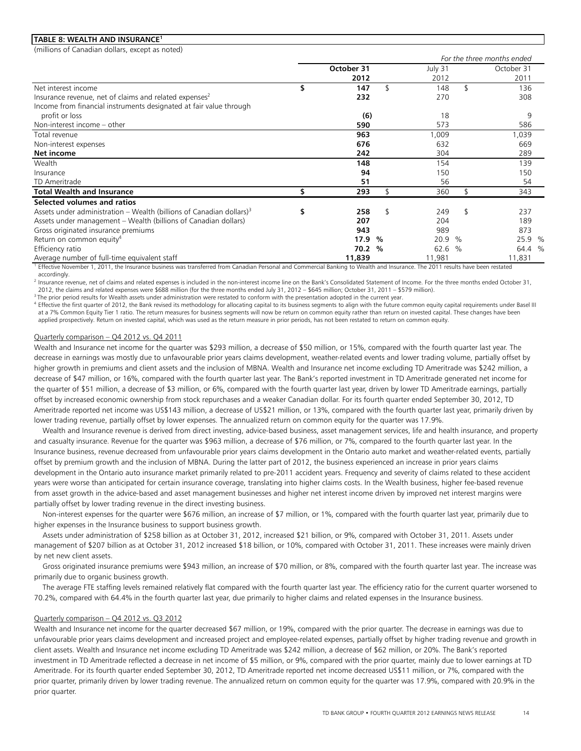**TABLE 8: WEALTH AND INSURANCE[1]**

(millions of Canadian dollars, except as noted)

| | | | *For the three months ended* |
|---|---|---|---|
| | **October 31 2012** | July 31 2012 | October 31 2011 |
| Net interest income | **$ 147** | $ 148 | $ 136 |
| Insurance revenue, net of claims and related expenses[2] | **232** | 270 | 308 |
| Income from financial instruments designated at fair value through profit or loss | **(6)** | 18 | 9 |
| Non-interest income – other | **590** | 573 | 586 |
| Total revenue | **963** | 1,009 | 1,039 |
| Non-interest expenses | **676** | 632 | 669 |
| **Net income** | **242** | 304 | 289 |
| Wealth | **148** | 154 | 139 |
| Insurance | **94** | 150 | 150 |
| TD Ameritrade | **51** | 56 | 54 |
| **Total Wealth and Insurance** | **$ 293** | $ 360 | $ 343 |
| **Selected volumes and ratios** | | | |
| Assets under administration – Wealth (billions of Canadian dollars)[3] | **$ 258** | $ 249 | $ 237 |
| Assets under management – Wealth (billions of Canadian dollars) | **207** | 204 | 189 |
| Gross originated insurance premiums | **943** | 989 | 873 |
| Return on common equity[4] | **17.9 %** | 20.9 % | 25.9 % |
| Efficiency ratio | **70.2 %** | 62.6 % | 64.4 % |
| Average number of full-time equivalent staff | **11,839** | 11,981 | 11,831 |

[1] Effective November 1, 2011, the Insurance business was transferred from Canadian Personal and Commercial Banking to Wealth and Insurance. The 2011 results have been restated accordingly.

[2] Insurance revenue, net of claims and related expenses is included in the non-interest income line on the Bank's Consolidated Statement of Income. For the three months ended October 31, 2012, the claims and related expenses were $688 million (for the three months ended July 31, 2012 – $645 million; October 31, 2011 – $579 million).

[3] The prior period results for Wealth assets under administration were restated to conform with the presentation adopted in the current year.

[4] Effective the first quarter of 2012, the Bank revised its methodology for allocating capital to its business segments to align with the future common equity capital requirements under Basel III at a 7% Common Equity Tier 1 ratio. The return measures for business segments will now be return on common equity rather than return on invested capital. These changes have been applied prospectively. Return on invested capital, which was used as the return measure in prior periods, has not been restated to return on common equity.

Quarterly comparison – Q4 2012 vs. Q4 2011

Wealth and Insurance net income for the quarter was $293 million, a decrease of $50 million, or 15%, compared with the fourth quarter last year. The decrease in earnings was mostly due to unfavourable prior years claims development, weather-related events and lower trading volume, partially offset by higher growth in premiums and client assets and the inclusion of MBNA. Wealth and Insurance net income excluding TD Ameritrade was $242 million, a decrease of $47 million, or 16%, compared with the fourth quarter last year. The Bank's reported investment in TD Ameritrade generated net income for the quarter of $51 million, a decrease of $3 million, or 6%, compared with the fourth quarter last year, driven by lower TD Ameritrade earnings, partially offset by increased economic ownership from stock repurchases and a weaker Canadian dollar. For its fourth quarter ended September 30, 2012, TD Ameritrade reported net income was US$143 million, a decrease of US$21 million, or 13%, compared with the fourth quarter last year, primarily driven by lower trading revenue, partially offset by lower expenses. The annualized return on common equity for the quarter was 17.9%.

Wealth and Insurance revenue is derived from direct investing, advice-based business, asset management services, life and health insurance, and property and casualty insurance. Revenue for the quarter was $963 million, a decrease of $76 million, or 7%, compared to the fourth quarter last year. In the Insurance business, revenue decreased from unfavourable prior years claims development in the Ontario auto market and weather-related events, partially offset by premium growth and the inclusion of MBNA. During the latter part of 2012, the business experienced an increase in prior years claims development in the Ontario auto insurance market primarily related to pre-2011 accident years. Frequency and severity of claims related to these accident years were worse than anticipated for certain insurance coverage, translating into higher claims costs. In the Wealth business, higher fee-based revenue from asset growth in the advice-based and asset management businesses and higher net interest income driven by improved net interest margins were partially offset by lower trading revenue in the direct investing business.

Non-interest expenses for the quarter were $676 million, an increase of $7 million, or 1%, compared with the fourth quarter last year, primarily due to higher expenses in the Insurance business to support business growth.

Assets under administration of $258 billion as at October 31, 2012, increased $21 billion, or 9%, compared with October 31, 2011. Assets under management of $207 billion as at October 31, 2012 increased $18 billion, or 10%, compared with October 31, 2011. These increases were mainly driven by net new client assets.

Gross originated insurance premiums were $943 million, an increase of $70 million, or 8%, compared with the fourth quarter last year. The increase was primarily due to organic business growth.

The average FTE staffing levels remained relatively flat compared with the fourth quarter last year. The efficiency ratio for the current quarter worsened to 70.2%, compared with 64.4% in the fourth quarter last year, due primarily to higher claims and related expenses in the Insurance business.

Quarterly comparison – Q4 2012 vs. Q3 2012

Wealth and Insurance net income for the quarter decreased $67 million, or 19%, compared with the prior quarter. The decrease in earnings was due to unfavourable prior years claims development and increased project and employee-related expenses, partially offset by higher trading revenue and growth in client assets. Wealth and Insurance net income excluding TD Ameritrade was $242 million, a decrease of $62 million, or 20%. The Bank's reported investment in TD Ameritrade reflected a decrease in net income of $5 million, or 9%, compared with the prior quarter, mainly due to lower earnings at TD Ameritrade. For its fourth quarter ended September 30, 2012, TD Ameritrade reported net income decreased US$11 million, or 7%, compared with the prior quarter, primarily driven by lower trading revenue. The annualized return on common equity for the quarter was 17.9%, compared with 20.9% in the prior quarter.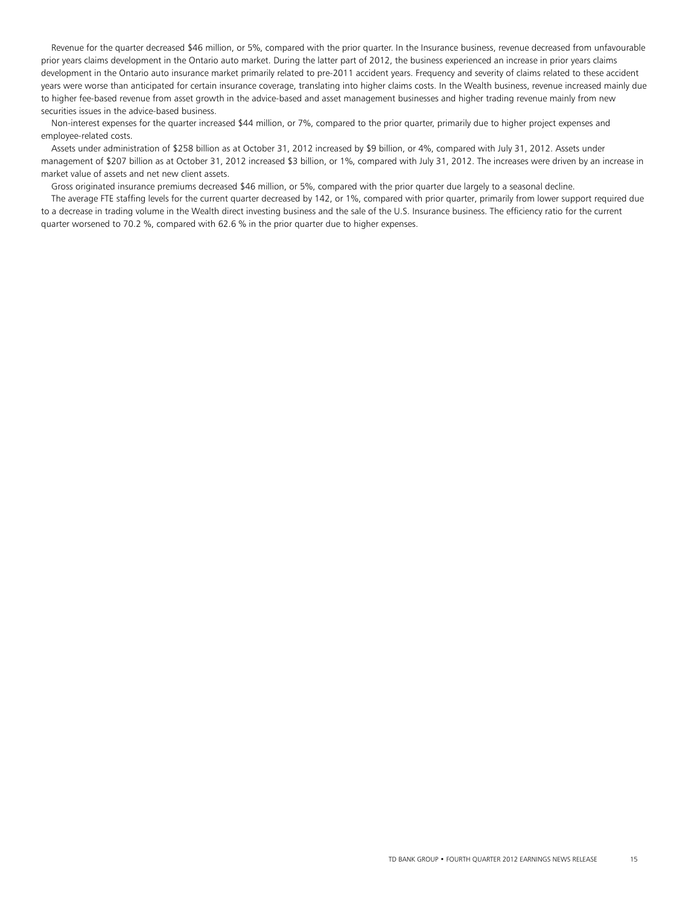Revenue for the quarter decreased $46 million, or 5%, compared with the prior quarter. In the Insurance business, revenue decreased from unfavourable prior years claims development in the Ontario auto market. During the latter part of 2012, the business experienced an increase in prior years claims development in the Ontario auto insurance market primarily related to pre-2011 accident years. Frequency and severity of claims related to these accident years were worse than anticipated for certain insurance coverage, translating into higher claims costs. In the Wealth business, revenue increased mainly due to higher fee-based revenue from asset growth in the advice-based and asset management businesses and higher trading revenue mainly from new securities issues in the advice-based business.

Non-interest expenses for the quarter increased $44 million, or 7%, compared to the prior quarter, primarily due to higher project expenses and employee-related costs.

Assets under administration of $258 billion as at October 31, 2012 increased by $9 billion, or 4%, compared with July 31, 2012. Assets under management of $207 billion as at October 31, 2012 increased $3 billion, or 1%, compared with July 31, 2012. The increases were driven by an increase in market value of assets and net new client assets.

Gross originated insurance premiums decreased $46 million, or 5%, compared with the prior quarter due largely to a seasonal decline.

The average FTE staffing levels for the current quarter decreased by 142, or 1%, compared with prior quarter, primarily from lower support required due to a decrease in trading volume in the Wealth direct investing business and the sale of the U.S. Insurance business. The efficiency ratio for the current quarter worsened to 70.2 %, compared with 62.6 % in the prior quarter due to higher expenses.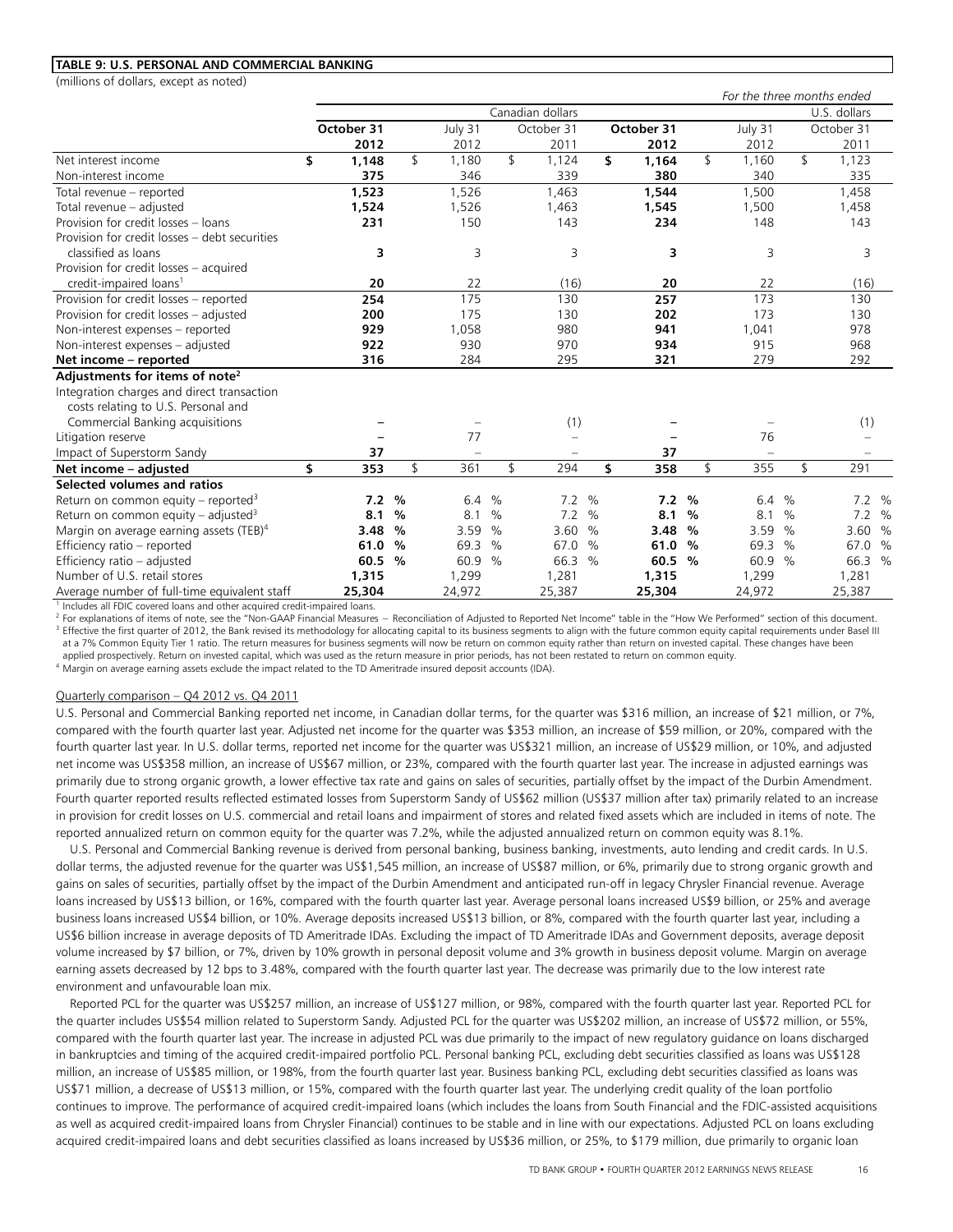**TABLE 9: U.S. PERSONAL AND COMMERCIAL BANKING**

(millions of dollars, except as noted)

| | | | | | | *For the three months ended* |
|---|---|---|---|---|---|---|
| | Canadian dollars | | | | | U.S. dollars |
| | **October 31 2012** | July 31 2012 | October 31 2011 | **October 31 2012** | July 31 2012 | October 31 2011 |
| Net interest income | **$ 1,148** | $ 1,180 | $ 1,124 | **$ 1,164** | $ 1,160 | $ 1,123 |
| Non-interest income | **375** | 346 | 339 | **380** | 340 | 335 |
| Total revenue – reported | **1,523** | 1,526 | 1,463 | **1,544** | 1,500 | 1,458 |
| Total revenue – adjusted | **1,524** | 1,526 | 1,463 | **1,545** | 1,500 | 1,458 |
| Provision for credit losses – loans | **231** | 150 | 143 | **234** | 148 | 143 |
| Provision for credit losses – debt securities classified as loans | **3** | 3 | 3 | **3** | 3 | 3 |
| Provision for credit losses – acquired credit-impaired loans[1] | **20** | 22 | (16) | **20** | 22 | (16) |
| Provision for credit losses – reported | **254** | 175 | 130 | **257** | 173 | 130 |
| Provision for credit losses – adjusted | **200** | 175 | 130 | **202** | 173 | 130 |
| Non-interest expenses – reported | **929** | 1,058 | 980 | **941** | 1,041 | 978 |
| Non-interest expenses – adjusted | **922** | 930 | 970 | **934** | 915 | 968 |
| **Net income – reported** | **316** | 284 | 295 | **321** | 279 | 292 |
| **Adjustments for items of note[2]** | | | | | | |
| Integration charges and direct transaction costs relating to U.S. Personal and Commercial Banking acquisitions | **–** | – | (1) | **–** | – | (1) |
| Litigation reserve | **–** | 77 | – | **–** | 76 | – |
| Impact of Superstorm Sandy | **37** | – | – | **37** | – | – |
| **Net income – adjusted** | **$ 353** | $ 361 | $ 294 | **$ 358** | $ 355 | $ 291 |
| **Selected volumes and ratios** | | | | | | |
| Return on common equity – reported[3] | **7.2 %** | 6.4 % | 7.2 % | **7.2 %** | 6.4 % | 7.2 % |
| Return on common equity – adjusted[3] | **8.1 %** | 8.1 % | 7.2 % | **8.1 %** | 8.1 % | 7.2 % |
| Margin on average earning assets (TEB)[4] | **3.48 %** | 3.59 % | 3.60 % | **3.48 %** | 3.59 % | 3.60 % |
| Efficiency ratio – reported | **61.0 %** | 69.3 % | 67.0 % | **61.0 %** | 69.3 % | 67.0 % |
| Efficiency ratio – adjusted | **60.5 %** | 60.9 % | 66.3 % | **60.5 %** | 60.9 % | 66.3 % |
| Number of U.S. retail stores | **1,315** | 1,299 | 1,281 | **1,315** | 1,299 | 1,281 |
| Average number of full-time equivalent staff | **25,304** | 24,972 | 25,387 | **25,304** | 24,972 | 25,387 |

[1] Includes all FDIC covered loans and other acquired credit-impaired loans.

[2] For explanations of items of note, see the "Non-GAAP Financial Measures – Reconciliation of Adjusted to Reported Net Income" table in the "How We Performed" section of this document.

[3] Effective the first quarter of 2012, the Bank revised its methodology for allocating capital to its business segments to align with the future common equity capital requirements under Basel III at a 7% Common Equity Tier 1 ratio. The return measures for business segments will now be return on common equity rather than return on invested capital. These changes have been applied prospectively. Return on invested capital, which was used as the return measure in prior periods, has not been restated to return on common equity.

[4] Margin on average earning assets exclude the impact related to the TD Ameritrade insured deposit accounts (IDA).

Quarterly comparison – Q4 2012 vs. Q4 2011

U.S. Personal and Commercial Banking reported net income, in Canadian dollar terms, for the quarter was $316 million, an increase of $21 million, or 7%, compared with the fourth quarter last year. Adjusted net income for the quarter was $353 million, an increase of $59 million, or 20%, compared with the fourth quarter last year. In U.S. dollar terms, reported net income for the quarter was US$321 million, an increase of US$29 million, or 10%, and adjusted net income was US$358 million, an increase of US$67 million, or 23%, compared with the fourth quarter last year. The increase in adjusted earnings was primarily due to strong organic growth, a lower effective tax rate and gains on sales of securities, partially offset by the impact of the Durbin Amendment. Fourth quarter reported results reflected estimated losses from Superstorm Sandy of US$62 million (US$37 million after tax) primarily related to an increase in provision for credit losses on U.S. commercial and retail loans and impairment of stores and related fixed assets which are included in items of note. The reported annualized return on common equity for the quarter was 7.2%, while the adjusted annualized return on common equity was 8.1%.

U.S. Personal and Commercial Banking revenue is derived from personal banking, business banking, investments, auto lending and credit cards. In U.S. dollar terms, the adjusted revenue for the quarter was US$1,545 million, an increase of US$87 million, or 6%, primarily due to strong organic growth and gains on sales of securities, partially offset by the impact of the Durbin Amendment and anticipated run-off in legacy Chrysler Financial revenue. Average loans increased by US$13 billion, or 16%, compared with the fourth quarter last year. Average personal loans increased US$9 billion, or 25% and average business loans increased US$4 billion, or 10%. Average deposits increased US$13 billion, or 8%, compared with the fourth quarter last year, including a US$6 billion increase in average deposits of TD Ameritrade IDAs. Excluding the impact of TD Ameritrade IDAs and Government deposits, average deposit volume increased by $7 billion, or 7%, driven by 10% growth in personal deposit volume and 3% growth in business deposit volume. Margin on average earning assets decreased by 12 bps to 3.48%, compared with the fourth quarter last year. The decrease was primarily due to the low interest rate environment and unfavourable loan mix.

Reported PCL for the quarter was US$257 million, an increase of US$127 million, or 98%, compared with the fourth quarter last year. Reported PCL for the quarter includes US$54 million related to Superstorm Sandy. Adjusted PCL for the quarter was US$202 million, an increase of US$72 million, or 55%, compared with the fourth quarter last year. The increase in adjusted PCL was due primarily to the impact of new regulatory guidance on loans discharged in bankruptcies and timing of the acquired credit-impaired portfolio PCL. Personal banking PCL, excluding debt securities classified as loans was US$128 million, an increase of US$85 million, or 198%, from the fourth quarter last year. Business banking PCL, excluding debt securities classified as loans was US$71 million, a decrease of US$13 million, or 15%, compared with the fourth quarter last year. The underlying credit quality of the loan portfolio continues to improve. The performance of acquired credit-impaired loans (which includes the loans from South Financial and the FDIC-assisted acquisitions as well as acquired credit-impaired loans from Chrysler Financial) continues to be stable and in line with our expectations. Adjusted PCL on loans excluding acquired credit-impaired loans and debt securities classified as loans increased by US$36 million, or 25%, to $179 million, due primarily to organic loan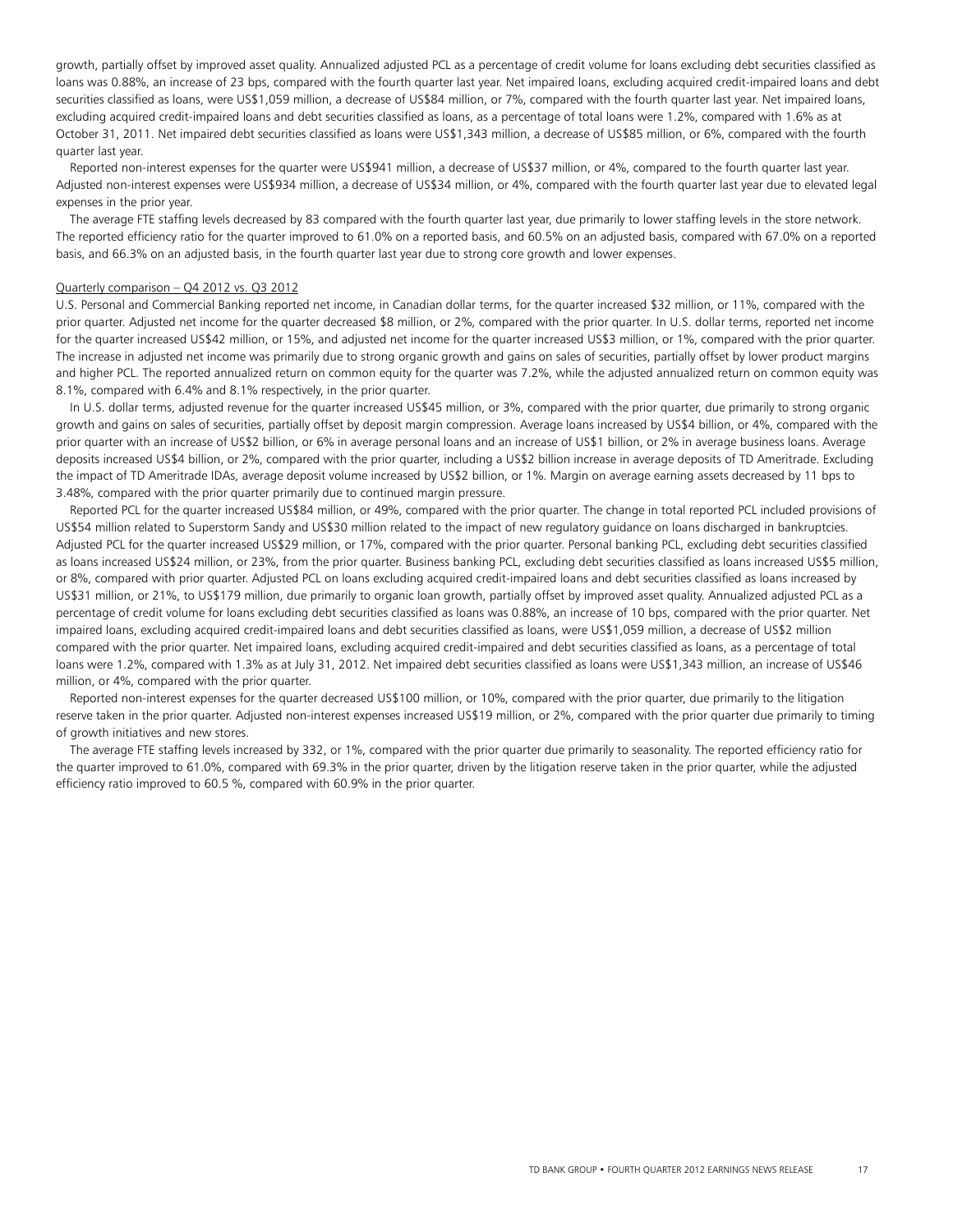growth, partially offset by improved asset quality. Annualized adjusted PCL as a percentage of credit volume for loans excluding debt securities classified as loans was 0.88%, an increase of 23 bps, compared with the fourth quarter last year. Net impaired loans, excluding acquired credit-impaired loans and debt securities classified as loans, were US$1,059 million, a decrease of US$84 million, or 7%, compared with the fourth quarter last year. Net impaired loans, excluding acquired credit-impaired loans and debt securities classified as loans, as a percentage of total loans were 1.2%, compared with 1.6% as at October 31, 2011. Net impaired debt securities classified as loans were US$1,343 million, a decrease of US$85 million, or 6%, compared with the fourth quarter last year.

Reported non-interest expenses for the quarter were US$941 million, a decrease of US$37 million, or 4%, compared to the fourth quarter last year. Adjusted non-interest expenses were US$934 million, a decrease of US$34 million, or 4%, compared with the fourth quarter last year due to elevated legal expenses in the prior year.

The average FTE staffing levels decreased by 83 compared with the fourth quarter last year, due primarily to lower staffing levels in the store network. The reported efficiency ratio for the quarter improved to 61.0% on a reported basis, and 60.5% on an adjusted basis, compared with 67.0% on a reported basis, and 66.3% on an adjusted basis, in the fourth quarter last year due to strong core growth and lower expenses.

Quarterly comparison – Q4 2012 vs. Q3 2012

U.S. Personal and Commercial Banking reported net income, in Canadian dollar terms, for the quarter increased $32 million, or 11%, compared with the prior quarter. Adjusted net income for the quarter decreased $8 million, or 2%, compared with the prior quarter. In U.S. dollar terms, reported net income for the quarter increased US$42 million, or 15%, and adjusted net income for the quarter increased US$3 million, or 1%, compared with the prior quarter. The increase in adjusted net income was primarily due to strong organic growth and gains on sales of securities, partially offset by lower product margins and higher PCL. The reported annualized return on common equity for the quarter was 7.2%, while the adjusted annualized return on common equity was 8.1%, compared with 6.4% and 8.1% respectively, in the prior quarter.

In U.S. dollar terms, adjusted revenue for the quarter increased US$45 million, or 3%, compared with the prior quarter, due primarily to strong organic growth and gains on sales of securities, partially offset by deposit margin compression. Average loans increased by US$4 billion, or 4%, compared with the prior quarter with an increase of US$2 billion, or 6% in average personal loans and an increase of US$1 billion, or 2% in average business loans. Average deposits increased US$4 billion, or 2%, compared with the prior quarter, including a US$2 billion increase in average deposits of TD Ameritrade. Excluding the impact of TD Ameritrade IDAs, average deposit volume increased by US$2 billion, or 1%. Margin on average earning assets decreased by 11 bps to 3.48%, compared with the prior quarter primarily due to continued margin pressure.

Reported PCL for the quarter increased US$84 million, or 49%, compared with the prior quarter. The change in total reported PCL included provisions of US$54 million related to Superstorm Sandy and US$30 million related to the impact of new regulatory guidance on loans discharged in bankruptcies. Adjusted PCL for the quarter increased US$29 million, or 17%, compared with the prior quarter. Personal banking PCL, excluding debt securities classified as loans increased US$24 million, or 23%, from the prior quarter. Business banking PCL, excluding debt securities classified as loans increased US$5 million, or 8%, compared with prior quarter. Adjusted PCL on loans excluding acquired credit-impaired loans and debt securities classified as loans increased by US$31 million, or 21%, to US$179 million, due primarily to organic loan growth, partially offset by improved asset quality. Annualized adjusted PCL as a percentage of credit volume for loans excluding debt securities classified as loans was 0.88%, an increase of 10 bps, compared with the prior quarter. Net impaired loans, excluding acquired credit-impaired loans and debt securities classified as loans, were US$1,059 million, a decrease of US$2 million compared with the prior quarter. Net impaired loans, excluding acquired credit-impaired and debt securities classified as loans, as a percentage of total loans were 1.2%, compared with 1.3% as at July 31, 2012. Net impaired debt securities classified as loans were US$1,343 million, an increase of US$46 million, or 4%, compared with the prior quarter.

Reported non-interest expenses for the quarter decreased US$100 million, or 10%, compared with the prior quarter, due primarily to the litigation reserve taken in the prior quarter. Adjusted non-interest expenses increased US$19 million, or 2%, compared with the prior quarter due primarily to timing of growth initiatives and new stores.

The average FTE staffing levels increased by 332, or 1%, compared with the prior quarter due primarily to seasonality. The reported efficiency ratio for the quarter improved to 61.0%, compared with 69.3% in the prior quarter, driven by the litigation reserve taken in the prior quarter, while the adjusted efficiency ratio improved to 60.5 %, compared with 60.9% in the prior quarter.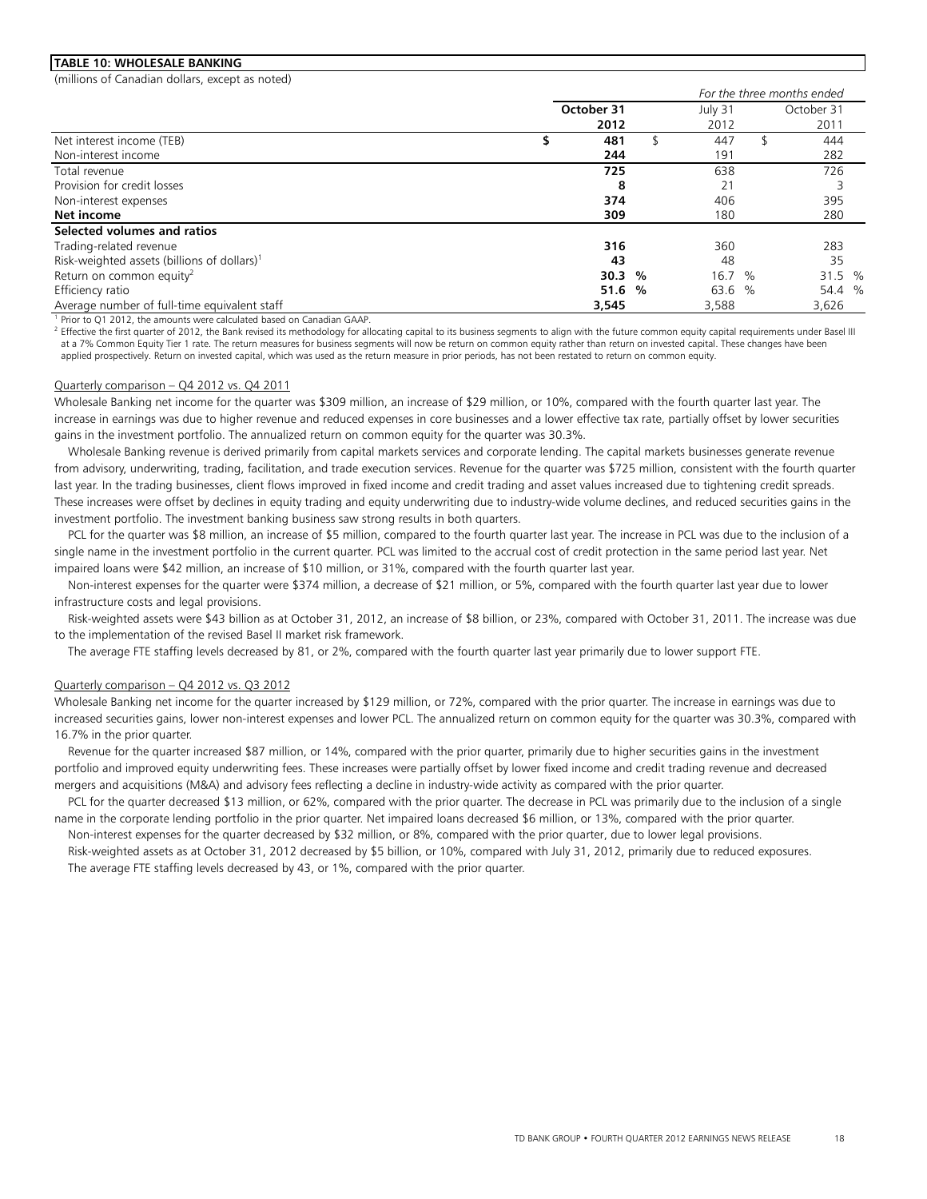**TABLE 10: WHOLESALE BANKING**

(millions of Canadian dollars, except as noted)

| | *For the three months ended* | | |
|---|---|---|---|
| | **October 31 2012** | July 31 2012 | October 31 2011 |
| Net interest income (TEB) | **$ 481** | $ 447 | $ 444 |
| Non-interest income | **244** | 191 | 282 |
| Total revenue | **725** | 638 | 726 |
| Provision for credit losses | **8** | 21 | 3 |
| Non-interest expenses | **374** | 406 | 395 |
| **Net income** | **309** | 180 | 280 |
| **Selected volumes and ratios** | | | |
| Trading-related revenue | **316** | 360 | 283 |
| Risk-weighted assets (billions of dollars)[1] | **43** | 48 | 35 |
| Return on common equity[2] | **30.3 %** | 16.7 % | 31.5 % |
| Efficiency ratio | **51.6 %** | 63.6 % | 54.4 % |
| Average number of full-time equivalent staff | **3,545** | 3,588 | 3,626 |

[1] Prior to Q1 2012, the amounts were calculated based on Canadian GAAP.

[2] Effective the first quarter of 2012, the Bank revised its methodology for allocating capital to its business segments to align with the future common equity capital requirements under Basel III at a 7% Common Equity Tier 1 rate. The return measures for business segments will now be return on common equity rather than return on invested capital. These changes have been applied prospectively. Return on invested capital, which was used as the return measure in prior periods, has not been restated to return on common equity.

Quarterly comparison – Q4 2012 vs. Q4 2011

Wholesale Banking net income for the quarter was $309 million, an increase of $29 million, or 10%, compared with the fourth quarter last year. The increase in earnings was due to higher revenue and reduced expenses in core businesses and a lower effective tax rate, partially offset by lower securities gains in the investment portfolio. The annualized return on common equity for the quarter was 30.3%.

Wholesale Banking revenue is derived primarily from capital markets services and corporate lending. The capital markets businesses generate revenue from advisory, underwriting, trading, facilitation, and trade execution services. Revenue for the quarter was $725 million, consistent with the fourth quarter last year. In the trading businesses, client flows improved in fixed income and credit trading and asset values increased due to tightening credit spreads. These increases were offset by declines in equity trading and equity underwriting due to industry-wide volume declines, and reduced securities gains in the investment portfolio. The investment banking business saw strong results in both quarters.

PCL for the quarter was $8 million, an increase of $5 million, compared to the fourth quarter last year. The increase in PCL was due to the inclusion of a single name in the investment portfolio in the current quarter. PCL was limited to the accrual cost of credit protection in the same period last year. Net impaired loans were $42 million, an increase of $10 million, or 31%, compared with the fourth quarter last year.

Non-interest expenses for the quarter were $374 million, a decrease of $21 million, or 5%, compared with the fourth quarter last year due to lower infrastructure costs and legal provisions.

Risk-weighted assets were $43 billion as at October 31, 2012, an increase of $8 billion, or 23%, compared with October 31, 2011. The increase was due to the implementation of the revised Basel II market risk framework.

The average FTE staffing levels decreased by 81, or 2%, compared with the fourth quarter last year primarily due to lower support FTE.

Quarterly comparison – Q4 2012 vs. Q3 2012

Wholesale Banking net income for the quarter increased by $129 million, or 72%, compared with the prior quarter. The increase in earnings was due to increased securities gains, lower non-interest expenses and lower PCL. The annualized return on common equity for the quarter was 30.3%, compared with 16.7% in the prior quarter.

Revenue for the quarter increased $87 million, or 14%, compared with the prior quarter, primarily due to higher securities gains in the investment portfolio and improved equity underwriting fees. These increases were partially offset by lower fixed income and credit trading revenue and decreased mergers and acquisitions (M&A) and advisory fees reflecting a decline in industry-wide activity as compared with the prior quarter.

PCL for the quarter decreased $13 million, or 62%, compared with the prior quarter. The decrease in PCL was primarily due to the inclusion of a single name in the corporate lending portfolio in the prior quarter. Net impaired loans decreased $6 million, or 13%, compared with the prior quarter.

Non-interest expenses for the quarter decreased by $32 million, or 8%, compared with the prior quarter, due to lower legal provisions.

Risk-weighted assets as at October 31, 2012 decreased by $5 billion, or 10%, compared with July 31, 2012, primarily due to reduced exposures.

The average FTE staffing levels decreased by 43, or 1%, compared with the prior quarter.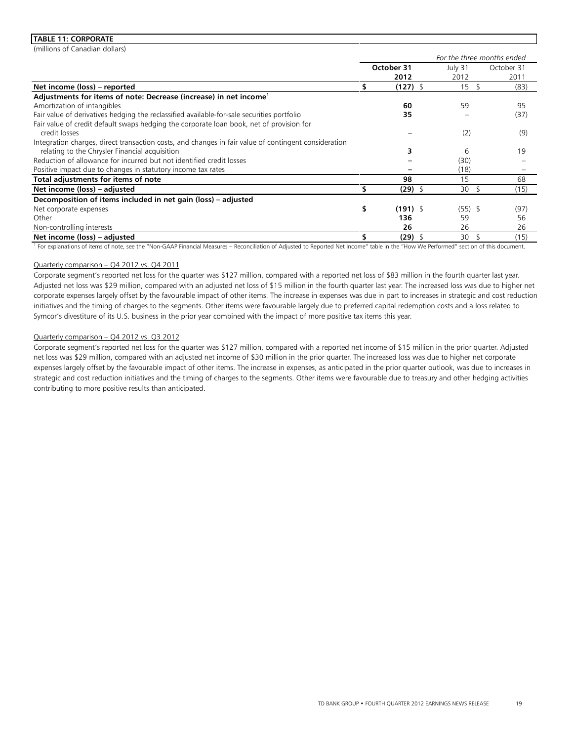**TABLE 11: CORPORATE**

(millions of Canadian dollars)

| | *For the three months ended* | | |
|---|---|---|---|
| | **October 31 2012** | July 31 2012 | October 31 2011 |
| **Net income (loss) – reported** | **$ (127)** | $ 15 | $ (83) |
| **Adjustments for items of note: Decrease (increase) in net income**[1] | | | |
| Amortization of intangibles | **60** | 59 | 95 |
| Fair value of derivatives hedging the reclassified available-for-sale securities portfolio | **35** | – | (37) |
| Fair value of credit default swaps hedging the corporate loan book, net of provision for credit losses | **–** | (2) | (9) |
| Integration charges, direct transaction costs, and changes in fair value of contingent consideration relating to the Chrysler Financial acquisition | **3** | 6 | 19 |
| Reduction of allowance for incurred but not identified credit losses | **–** | (30) | – |
| Positive impact due to changes in statutory income tax rates | **–** | (18) | – |
| **Total adjustments for items of note** | **98** | 15 | 68 |
| **Net income (loss) – adjusted** | **$ (29)** | $ 30 | $ (15) |
| **Decomposition of items included in net gain (loss) – adjusted** | | | |
| Net corporate expenses | **$ (191)** | $ (55) | $ (97) |
| Other | **136** | 59 | 56 |
| Non-controlling interests | **26** | 26 | 26 |
| **Net income (loss) – adjusted** | **$ (29)** | $ 30 | $ (15) |

[1] For explanations of items of note, see the "Non-GAAP Financial Measures – Reconciliation of Adjusted to Reported Net Income" table in the "How We Performed" section of this document.

Quarterly comparison – Q4 2012 vs. Q4 2011

Corporate segment's reported net loss for the quarter was $127 million, compared with a reported net loss of $83 million in the fourth quarter last year. Adjusted net loss was $29 million, compared with an adjusted net loss of $15 million in the fourth quarter last year. The increased loss was due to higher net corporate expenses largely offset by the favourable impact of other items. The increase in expenses was due in part to increases in strategic and cost reduction initiatives and the timing of charges to the segments. Other items were favourable largely due to preferred capital redemption costs and a loss related to Symcor's divestiture of its U.S. business in the prior year combined with the impact of more positive tax items this year.

Quarterly comparison – Q4 2012 vs. Q3 2012

Corporate segment's reported net loss for the quarter was $127 million, compared with a reported net income of $15 million in the prior quarter. Adjusted net loss was $29 million, compared with an adjusted net income of $30 million in the prior quarter. The increased loss was due to higher net corporate expenses largely offset by the favourable impact of other items. The increase in expenses, as anticipated in the prior quarter outlook, was due to increases in strategic and cost reduction initiatives and the timing of charges to the segments. Other items were favourable due to treasury and other hedging activities contributing to more positive results than anticipated.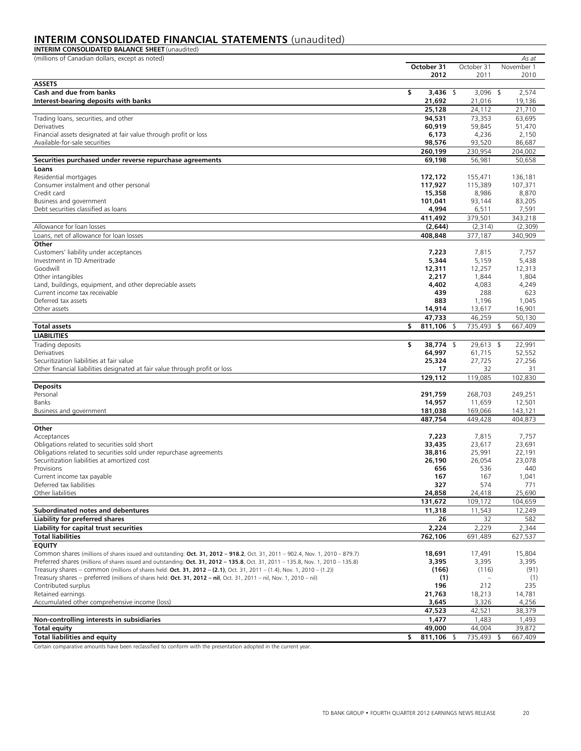# INTERIM CONSOLIDATED FINANCIAL STATEMENTS (unaudited)

**INTERIM CONSOLIDATED BALANCE SHEET** (unaudited)

| (millions of Canadian dollars, except as noted) | | | *As at* |
|---|---|---|---|
| | **October 31 2012** | October 31 2011 | November 1 2010 |
| **ASSETS** | | | |
| **Cash and due from banks** | **$ 3,436** | $ 3,096 | $ 2,574 |
| **Interest-bearing deposits with banks** | **21,692** | 21,016 | 19,136 |
| | **25,128** | 24,112 | 21,710 |
| Trading loans, securities, and other | **94,531** | 73,353 | 63,695 |
| Derivatives | **60,919** | 59,845 | 51,470 |
| Financial assets designated at fair value through profit or loss | **6,173** | 4,236 | 2,150 |
| Available-for-sale securities | **98,576** | 93,520 | 86,687 |
| | **260,199** | 230,954 | 204,002 |
| **Securities purchased under reverse repurchase agreements** | **69,198** | 56,981 | 50,658 |
| **Loans** | | | |
| Residential mortgages | **172,172** | 155,471 | 136,181 |
| Consumer instalment and other personal | **117,927** | 115,389 | 107,371 |
| Credit card | **15,358** | 8,986 | 8,870 |
| Business and government | **101,041** | 93,144 | 83,205 |
| Debt securities classified as loans | **4,994** | 6,511 | 7,591 |
| | **411,492** | 379,501 | 343,218 |
| Allowance for loan losses | **(2,644)** | (2,314) | (2,309) |
| Loans, net of allowance for loan losses | **408,848** | 377,187 | 340,909 |
| **Other** | | | |
| Customers' liability under acceptances | **7,223** | 7,815 | 7,757 |
| Investment in TD Ameritrade | **5,344** | 5,159 | 5,438 |
| Goodwill | **12,311** | 12,257 | 12,313 |
| Other intangibles | **2,217** | 1,844 | 1,804 |
| Land, buildings, equipment, and other depreciable assets | **4,402** | 4,083 | 4,249 |
| Current income tax receivable | **439** | 288 | 623 |
| Deferred tax assets | **883** | 1,196 | 1,045 |
| Other assets | **14,914** | 13,617 | 16,901 |
| | **47,733** | 46,259 | 50,130 |
| **Total assets** | **$ 811,106** | $ 735,493 | $ 667,409 |
| **LIABILITIES** | | | |
| Trading deposits | **$ 38,774** | $ 29,613 | $ 22,991 |
| Derivatives | **64,997** | 61,715 | 52,552 |
| Securitization liabilities at fair value | **25,324** | 27,725 | 27,256 |
| Other financial liabilities designated at fair value through profit or loss | **17** | 32 | 31 |
| | **129,112** | 119,085 | 102,830 |
| **Deposits** | | | |
| Personal | **291,759** | 268,703 | 249,251 |
| Banks | **14,957** | 11,659 | 12,501 |
| Business and government | **181,038** | 169,066 | 143,121 |
| | **487,754** | 449,428 | 404,873 |
| **Other** | | | |
| Acceptances | **7,223** | 7,815 | 7,757 |
| Obligations related to securities sold short | **33,435** | 23,617 | 23,691 |
| Obligations related to securities sold under repurchase agreements | **38,816** | 25,991 | 22,191 |
| Securitization liabilities at amortized cost | **26,190** | 26,054 | 23,078 |
| Provisions | **656** | 536 | 440 |
| Current income tax payable | **167** | 167 | 1,041 |
| Deferred tax liabilities | **327** | 574 | 771 |
| Other liabilities | **24,858** | 24,418 | 25,690 |
| | **131,672** | 109,172 | 104,659 |
| **Subordinated notes and debentures** | **11,318** | 11,543 | 12,249 |
| **Liability for preferred shares** | **26** | 32 | 582 |
| **Liability for capital trust securities** | **2,224** | 2,229 | 2,344 |
| **Total liabilities** | **762,106** | 691,489 | 627,537 |
| **EQUITY** | | | |
| Common shares (millions of shares issued and outstanding: **Oct. 31, 2012 – 918.2**, Oct. 31, 2011 – 902.4, Nov. 1, 2010 – 879.7) | **18,691** | 17,491 | 15,804 |
| Preferred shares (millions of shares issued and outstanding: **Oct. 31, 2012 – 135.8**, Oct. 31, 2011 – 135.8, Nov. 1, 2010 – 135.8) | **3,395** | 3,395 | 3,395 |
| Treasury shares – common (millions of shares held: **Oct. 31, 2012 – (2.1)**, Oct. 31, 2011 – (1.4), Nov. 1, 2010 – (1.2)) | **(166)** | (116) | (91) |
| Treasury shares – preferred (millions of shares held: **Oct. 31, 2012 – nil**, Oct. 31, 2011 – nil, Nov. 1, 2010 – nil) | **(1)** | – | (1) |
| Contributed surplus | **196** | 212 | 235 |
| Retained earnings | **21,763** | 18,213 | 14,781 |
| Accumulated other comprehensive income (loss) | **3,645** | 3,326 | 4,256 |
| | **47,523** | 42,521 | 38,379 |
| **Non-controlling interests in subsidiaries** | **1,477** | 1,483 | 1,493 |
| **Total equity** | **49,000** | 44,004 | 39,872 |
| **Total liabilities and equity** | **$ 811,106** | $ 735,493 | $ 667,409 |

Certain comparative amounts have been reclassified to conform with the presentation adopted in the current year.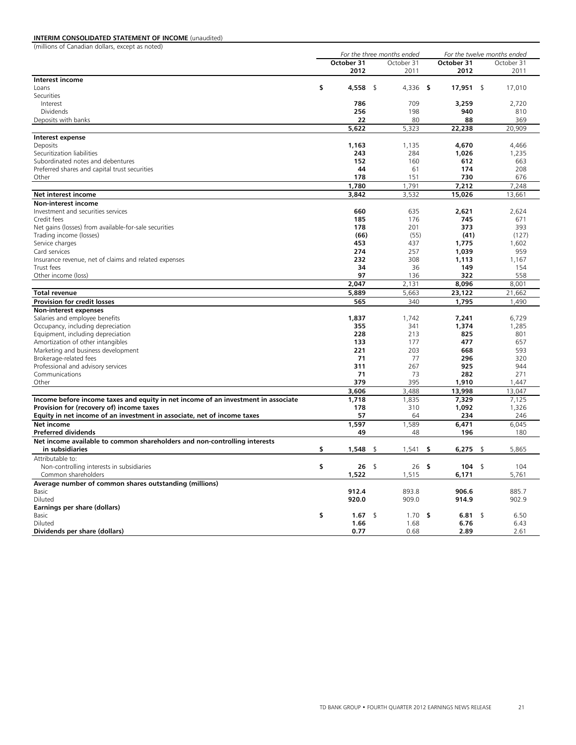**INTERIM CONSOLIDATED STATEMENT OF INCOME** (unaudited)

(millions of Canadian dollars, except as noted)

| | *For the three months ended* | | *For the twelve months ended* | |
|---|---|---|---|---|
| | **October 31 2012** | October 31 2011 | **October 31 2012** | October 31 2011 |
| **Interest income** | | | | |
| Loans | **$ 4,558** | $ 4,336 | **$ 17,951** | $ 17,010 |
| Securities | | | | |
| Interest | **786** | 709 | **3,259** | 2,720 |
| Dividends | **256** | 198 | **940** | 810 |
| Deposits with banks | **22** | 80 | **88** | 369 |
| | **5,622** | 5,323 | **22,238** | 20,909 |
| **Interest expense** | | | | |
| Deposits | **1,163** | 1,135 | **4,670** | 4,466 |
| Securitization liabilities | **243** | 284 | **1,026** | 1,235 |
| Subordinated notes and debentures | **152** | 160 | **612** | 663 |
| Preferred shares and capital trust securities | **44** | 61 | **174** | 208 |
| Other | **178** | 151 | **730** | 676 |
| | **1,780** | 1,791 | **7,212** | 7,248 |
| **Net interest income** | **3,842** | 3,532 | **15,026** | 13,661 |
| **Non-interest income** | | | | |
| Investment and securities services | **660** | 635 | **2,621** | 2,624 |
| Credit fees | **185** | 176 | **745** | 671 |
| Net gains (losses) from available-for-sale securities | **178** | 201 | **373** | 393 |
| Trading income (losses) | **(66)** | (55) | **(41)** | (127) |
| Service charges | **453** | 437 | **1,775** | 1,602 |
| Card services | **274** | 257 | **1,039** | 959 |
| Insurance revenue, net of claims and related expenses | **232** | 308 | **1,113** | 1,167 |
| Trust fees | **34** | 36 | **149** | 154 |
| Other income (loss) | **97** | 136 | **322** | 558 |
| | **2,047** | 2,131 | **8,096** | 8,001 |
| **Total revenue** | **5,889** | 5,663 | **23,122** | 21,662 |
| **Provision for credit losses** | **565** | 340 | **1,795** | 1,490 |
| **Non-interest expenses** | | | | |
| Salaries and employee benefits | **1,837** | 1,742 | **7,241** | 6,729 |
| Occupancy, including depreciation | **355** | 341 | **1,374** | 1,285 |
| Equipment, including depreciation | **228** | 213 | **825** | 801 |
| Amortization of other intangibles | **133** | 177 | **477** | 657 |
| Marketing and business development | **221** | 203 | **668** | 593 |
| Brokerage-related fees | **71** | 77 | **296** | 320 |
| Professional and advisory services | **311** | 267 | **925** | 944 |
| Communications | **71** | 73 | **282** | 271 |
| Other | **379** | 395 | **1,910** | 1,447 |
| | **3,606** | 3,488 | **13,998** | 13,047 |
| **Income before income taxes and equity in net income of an investment in associate** | **1,718** | 1,835 | **7,329** | 7,125 |
| **Provision for (recovery of) income taxes** | **178** | 310 | **1,092** | 1,326 |
| **Equity in net income of an investment in associate, net of income taxes** | **57** | 64 | **234** | 246 |
| **Net income** | **1,597** | 1,589 | **6,471** | 6,045 |
| **Preferred dividends** | **49** | 48 | **196** | 180 |
| **Net income available to common shareholders and non-controlling interests in subsidiaries** | **$ 1,548** | $ 1,541 | **$ 6,275** | $ 5,865 |
| Attributable to: | | | | |
| Non-controlling interests in subsidiaries | **$ 26** | $ 26 | **$ 104** | $ 104 |
| Common shareholders | **1,522** | 1,515 | **6,171** | 5,761 |
| **Average number of common shares outstanding (millions)** | | | | |
| Basic | **912.4** | 893.8 | **906.6** | 885.7 |
| Diluted | **920.0** | 909.0 | **914.9** | 902.9 |
| **Earnings per share (dollars)** | | | | |
| Basic | **$ 1.67** | $ 1.70 | **$ 6.81** | $ 6.50 |
| Diluted | **1.66** | 1.68 | **6.76** | 6.43 |
| **Dividends per share (dollars)** | **0.77** | 0.68 | **2.89** | 2.61 |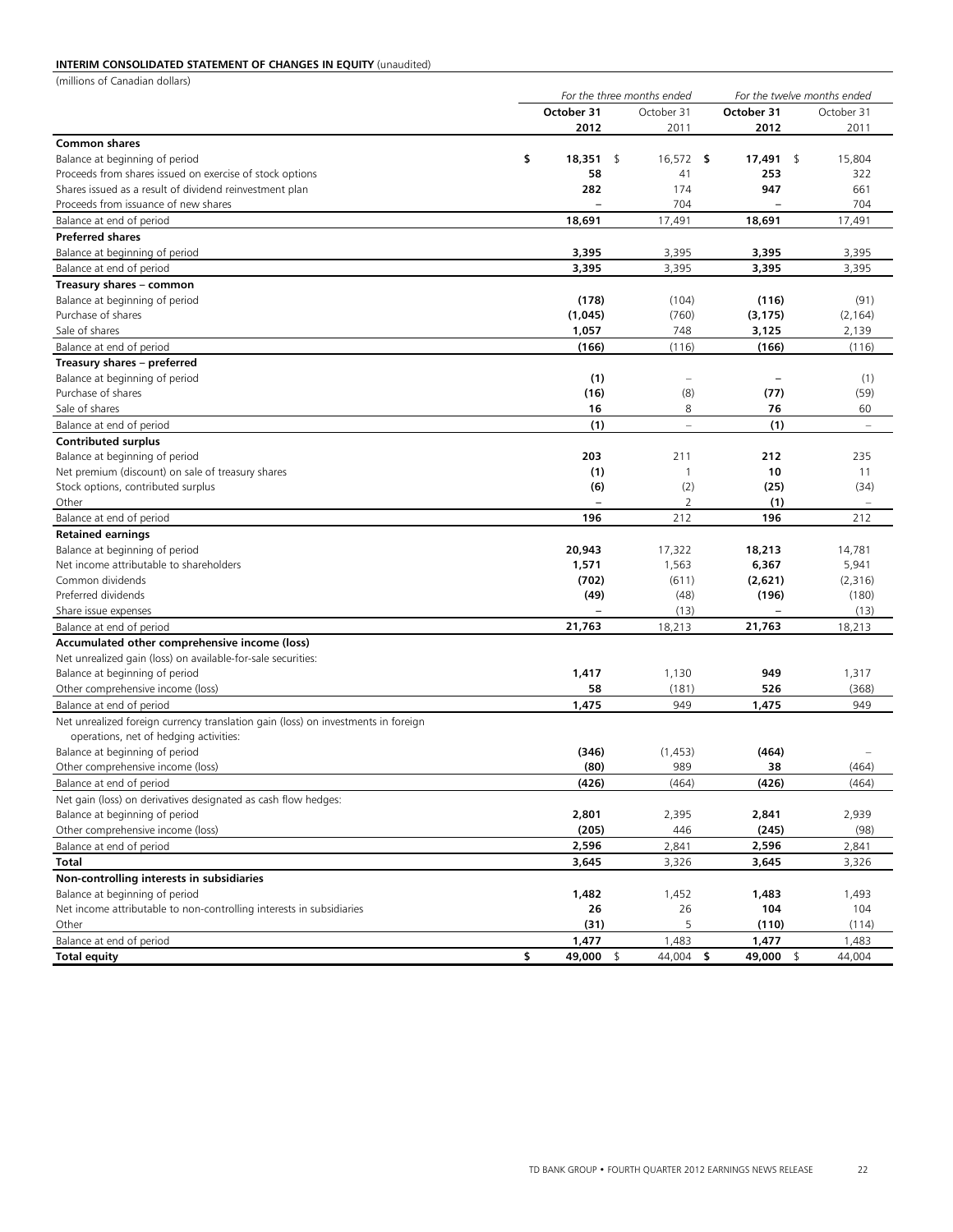**INTERIM CONSOLIDATED STATEMENT OF CHANGES IN EQUITY** (unaudited)

(millions of Canadian dollars)

| | *For the three months ended* | | *For the twelve months ended* | |
|---|---|---|---|---|
| | **October 31 2012** | October 31 2011 | **October 31 2012** | October 31 2011 |
| **Common shares** | | | | |
| Balance at beginning of period | **$ 18,351** | $ 16,572 | **$ 17,491** | $ 15,804 |
| Proceeds from shares issued on exercise of stock options | **58** | 41 | **253** | 322 |
| Shares issued as a result of dividend reinvestment plan | **282** | 174 | **947** | 661 |
| Proceeds from issuance of new shares | **–** | 704 | **–** | 704 |
| Balance at end of period | **18,691** | 17,491 | **18,691** | 17,491 |
| **Preferred shares** | | | | |
| Balance at beginning of period | **3,395** | 3,395 | **3,395** | 3,395 |
| Balance at end of period | **3,395** | 3,395 | **3,395** | 3,395 |
| **Treasury shares – common** | | | | |
| Balance at beginning of period | **(178)** | (104) | **(116)** | (91) |
| Purchase of shares | **(1,045)** | (760) | **(3,175)** | (2,164) |
| Sale of shares | **1,057** | 748 | **3,125** | 2,139 |
| Balance at end of period | **(166)** | (116) | **(166)** | (116) |
| **Treasury shares – preferred** | | | | |
| Balance at beginning of period | **(1)** | – | **–** | (1) |
| Purchase of shares | **(16)** | (8) | **(77)** | (59) |
| Sale of shares | **16** | 8 | **76** | 60 |
| Balance at end of period | **(1)** | – | **(1)** | – |
| **Contributed surplus** | | | | |
| Balance at beginning of period | **203** | 211 | **212** | 235 |
| Net premium (discount) on sale of treasury shares | **(1)** | 1 | **10** | 11 |
| Stock options, contributed surplus | **(6)** | (2) | **(25)** | (34) |
| Other | **–** | 2 | **(1)** | – |
| Balance at end of period | **196** | 212 | **196** | 212 |
| **Retained earnings** | | | | |
| Balance at beginning of period | **20,943** | 17,322 | **18,213** | 14,781 |
| Net income attributable to shareholders | **1,571** | 1,563 | **6,367** | 5,941 |
| Common dividends | **(702)** | (611) | **(2,621)** | (2,316) |
| Preferred dividends | **(49)** | (48) | **(196)** | (180) |
| Share issue expenses | **–** | (13) | **–** | (13) |
| Balance at end of period | **21,763** | 18,213 | **21,763** | 18,213 |
| **Accumulated other comprehensive income (loss)** | | | | |
| Net unrealized gain (loss) on available-for-sale securities: | | | | |
| Balance at beginning of period | **1,417** | 1,130 | **949** | 1,317 |
| Other comprehensive income (loss) | **58** | (181) | **526** | (368) |
| Balance at end of period | **1,475** | 949 | **1,475** | 949 |
| Net unrealized foreign currency translation gain (loss) on investments in foreign operations, net of hedging activities: | | | | |
| Balance at beginning of period | **(346)** | (1,453) | **(464)** | – |
| Other comprehensive income (loss) | **(80)** | 989 | **38** | (464) |
| Balance at end of period | **(426)** | (464) | **(426)** | (464) |
| Net gain (loss) on derivatives designated as cash flow hedges: | | | | |
| Balance at beginning of period | **2,801** | 2,395 | **2,841** | 2,939 |
| Other comprehensive income (loss) | **(205)** | 446 | **(245)** | (98) |
| Balance at end of period | **2,596** | 2,841 | **2,596** | 2,841 |
| **Total** | **3,645** | 3,326 | **3,645** | 3,326 |
| **Non-controlling interests in subsidiaries** | | | | |
| Balance at beginning of period | **1,482** | 1,452 | **1,483** | 1,493 |
| Net income attributable to non-controlling interests in subsidiaries | **26** | 26 | **104** | 104 |
| Other | **(31)** | 5 | **(110)** | (114) |
| Balance at end of period | **1,477** | 1,483 | **1,477** | 1,483 |
| **Total equity** | **$ 49,000** | $ 44,004 | **$ 49,000** | $ 44,004 |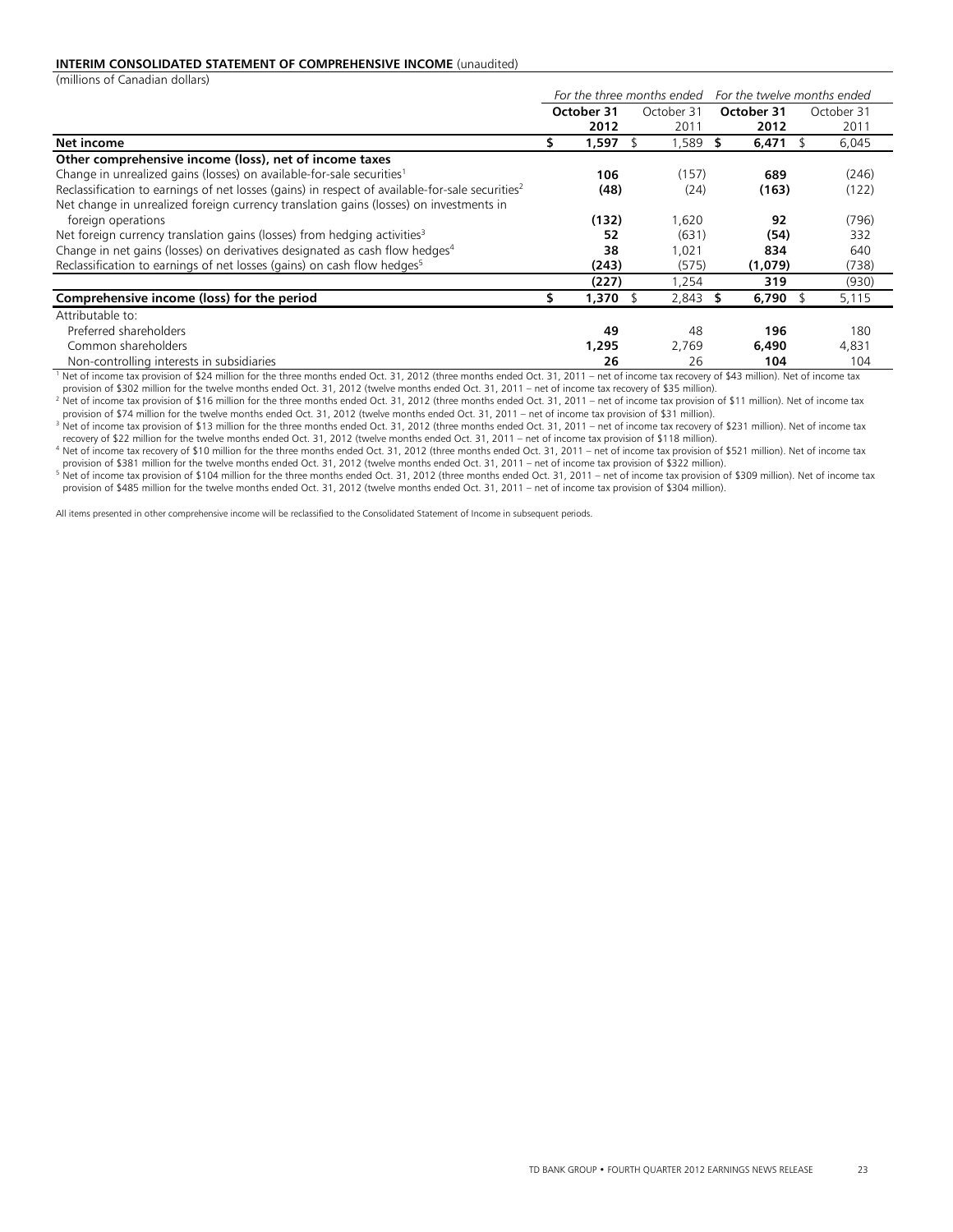**INTERIM CONSOLIDATED STATEMENT OF COMPREHENSIVE INCOME** (unaudited)

(millions of Canadian dollars)

| | *For the three months ended* | | *For the twelve months ended* | |
|---|---|---|---|---|
| | **October 31 2012** | October 31 2011 | **October 31 2012** | October 31 2011 |
| **Net income** | **$ 1,597** | $ 1,589 | **$ 6,471** | $ 6,045 |
| **Other comprehensive income (loss), net of income taxes** | | | | |
| Change in unrealized gains (losses) on available-for-sale securities[1] | **106** | (157) | **689** | (246) |
| Reclassification to earnings of net losses (gains) in respect of available-for-sale securities[2] | **(48)** | (24) | **(163)** | (122) |
| Net change in unrealized foreign currency translation gains (losses) on investments in foreign operations | **(132)** | 1,620 | **92** | (796) |
| Net foreign currency translation gains (losses) from hedging activities[3] | **52** | (631) | **(54)** | 332 |
| Change in net gains (losses) on derivatives designated as cash flow hedges[4] | **38** | 1,021 | **834** | 640 |
| Reclassification to earnings of net losses (gains) on cash flow hedges[5] | **(243)** | (575) | **(1,079)** | (738) |
| | **(227)** | 1,254 | **319** | (930) |
| **Comprehensive income (loss) for the period** | **$ 1,370** | $ 2,843 | **$ 6,790** | $ 5,115 |
| Attributable to: | | | | |
| Preferred shareholders | **49** | 48 | **196** | 180 |
| Common shareholders | **1,295** | 2,769 | **6,490** | 4,831 |
| Non-controlling interests in subsidiaries | **26** | 26 | **104** | 104 |

[1] Net of income tax provision of $24 million for the three months ended Oct. 31, 2012 (three months ended Oct. 31, 2011 – net of income tax recovery of $43 million). Net of income tax provision of $302 million for the twelve months ended Oct. 31, 2012 (twelve months ended Oct. 31, 2011 – net of income tax recovery of $35 million).

[2] Net of income tax provision of $16 million for the three months ended Oct. 31, 2012 (three months ended Oct. 31, 2011 – net of income tax provision of $11 million). Net of income tax provision of $74 million for the twelve months ended Oct. 31, 2012 (twelve months ended Oct. 31, 2011 – net of income tax provision of $31 million).

[3] Net of income tax provision of $13 million for the three months ended Oct. 31, 2012 (three months ended Oct. 31, 2011 – net of income tax recovery of $231 million). Net of income tax recovery of $22 million for the twelve months ended Oct. 31, 2012 (twelve months ended Oct. 31, 2011 – net of income tax provision of $118 million).

[4] Net of income tax recovery of $10 million for the three months ended Oct. 31, 2012 (three months ended Oct. 31, 2011 – net of income tax provision of $521 million). Net of income tax provision of $381 million for the twelve months ended Oct. 31, 2012 (twelve months ended Oct. 31, 2011 – net of income tax provision of $322 million).

[5] Net of income tax provision of $104 million for the three months ended Oct. 31, 2012 (three months ended Oct. 31, 2011 – net of income tax provision of $309 million). Net of income tax provision of $485 million for the twelve months ended Oct. 31, 2012 (twelve months ended Oct. 31, 2011 – net of income tax provision of $304 million).

All items presented in other comprehensive income will be reclassified to the Consolidated Statement of Income in subsequent periods.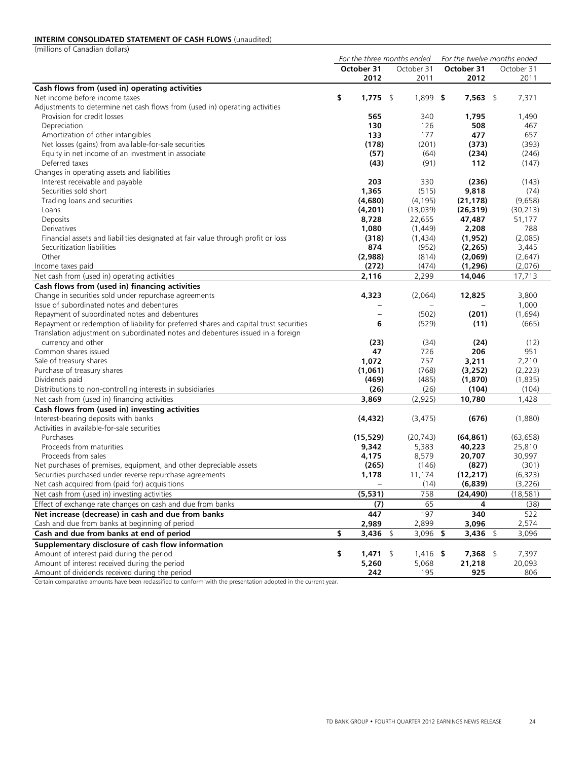**INTERIM CONSOLIDATED STATEMENT OF CASH FLOWS** (unaudited)

(millions of Canadian dollars)

| | *For the three months ended* | | *For the twelve months ended* | |
|---|---|---|---|---|
| | **October 31 2012** | October 31 2011 | **October 31 2012** | October 31 2011 |
| **Cash flows from (used in) operating activities** | | | | |
| Net income before income taxes | **$ 1,775** | $ 1,899 | **$ 7,563** | $ 7,371 |
| Adjustments to determine net cash flows from (used in) operating activities | | | | |
| Provision for credit losses | **565** | 340 | **1,795** | 1,490 |
| Depreciation | **130** | 126 | **508** | 467 |
| Amortization of other intangibles | **133** | 177 | **477** | 657 |
| Net losses (gains) from available-for-sale securities | **(178)** | (201) | **(373)** | (393) |
| Equity in net income of an investment in associate | **(57)** | (64) | **(234)** | (246) |
| Deferred taxes | **(43)** | (91) | **112** | (147) |
| Changes in operating assets and liabilities | | | | |
| Interest receivable and payable | **203** | 330 | **(236)** | (143) |
| Securities sold short | **1,365** | (515) | **9,818** | (74) |
| Trading loans and securities | **(4,680)** | (4,195) | **(21,178)** | (9,658) |
| Loans | **(4,201)** | (13,039) | **(26,319)** | (30,213) |
| Deposits | **8,728** | 22,655 | **47,487** | 51,177 |
| Derivatives | **1,080** | (1,449) | **2,208** | 788 |
| Financial assets and liabilities designated at fair value through profit or loss | **(318)** | (1,434) | **(1,952)** | (2,085) |
| Securitization liabilities | **874** | (952) | **(2,265)** | 3,445 |
| Other | **(2,988)** | (814) | **(2,069)** | (2,647) |
| Income taxes paid | **(272)** | (474) | **(1,296)** | (2,076) |
| Net cash from (used in) operating activities | **2,116** | 2,299 | **14,046** | 17,713 |
| **Cash flows from (used in) financing activities** | | | | |
| Change in securities sold under repurchase agreements | **4,323** | (2,064) | **12,825** | 3,800 |
| Issue of subordinated notes and debentures | **–** | – | **–** | 1,000 |
| Repayment of subordinated notes and debentures | **–** | (502) | **(201)** | (1,694) |
| Repayment or redemption of liability for preferred shares and capital trust securities | **6** | (529) | **(11)** | (665) |
| Translation adjustment on subordinated notes and debentures issued in a foreign currency and other | **(23)** | (34) | **(24)** | (12) |
| Common shares issued | **47** | 726 | **206** | 951 |
| Sale of treasury shares | **1,072** | 757 | **3,211** | 2,210 |
| Purchase of treasury shares | **(1,061)** | (768) | **(3,252)** | (2,223) |
| Dividends paid | **(469)** | (485) | **(1,870)** | (1,835) |
| Distributions to non-controlling interests in subsidiaries | **(26)** | (26) | **(104)** | (104) |
| Net cash from (used in) financing activities | **3,869** | (2,925) | **10,780** | 1,428 |
| **Cash flows from (used in) investing activities** | | | | |
| Interest-bearing deposits with banks | **(4,432)** | (3,475) | **(676)** | (1,880) |
| Activities in available-for-sale securities | | | | |
| Purchases | **(15,529)** | (20,743) | **(64,861)** | (63,658) |
| Proceeds from maturities | **9,342** | 5,383 | **40,223** | 25,810 |
| Proceeds from sales | **4,175** | 8,579 | **20,707** | 30,997 |
| Net purchases of premises, equipment, and other depreciable assets | **(265)** | (146) | **(827)** | (301) |
| Securities purchased under reverse repurchase agreements | **1,178** | 11,174 | **(12,217)** | (6,323) |
| Net cash acquired from (paid for) acquisitions | **–** | (14) | **(6,839)** | (3,226) |
| Net cash from (used in) investing activities | **(5,531)** | 758 | **(24,490)** | (18,581) |
| Effect of exchange rate changes on cash and due from banks | **(7)** | 65 | **4** | (38) |
| **Net increase (decrease) in cash and due from banks** | **447** | 197 | **340** | 522 |
| Cash and due from banks at beginning of period | **2,989** | 2,899 | **3,096** | 2,574 |
| **Cash and due from banks at end of period** | **$ 3,436** | $ 3,096 | **$ 3,436** | $ 3,096 |
| **Supplementary disclosure of cash flow information** | | | | |
| Amount of interest paid during the period | **$ 1,471** | $ 1,416 | **$ 7,368** | $ 7,397 |
| Amount of interest received during the period | **5,260** | 5,068 | **21,218** | 20,093 |
| Amount of dividends received during the period | **242** | 195 | **925** | 806 |

Certain comparative amounts have been reclassified to conform with the presentation adopted in the current year.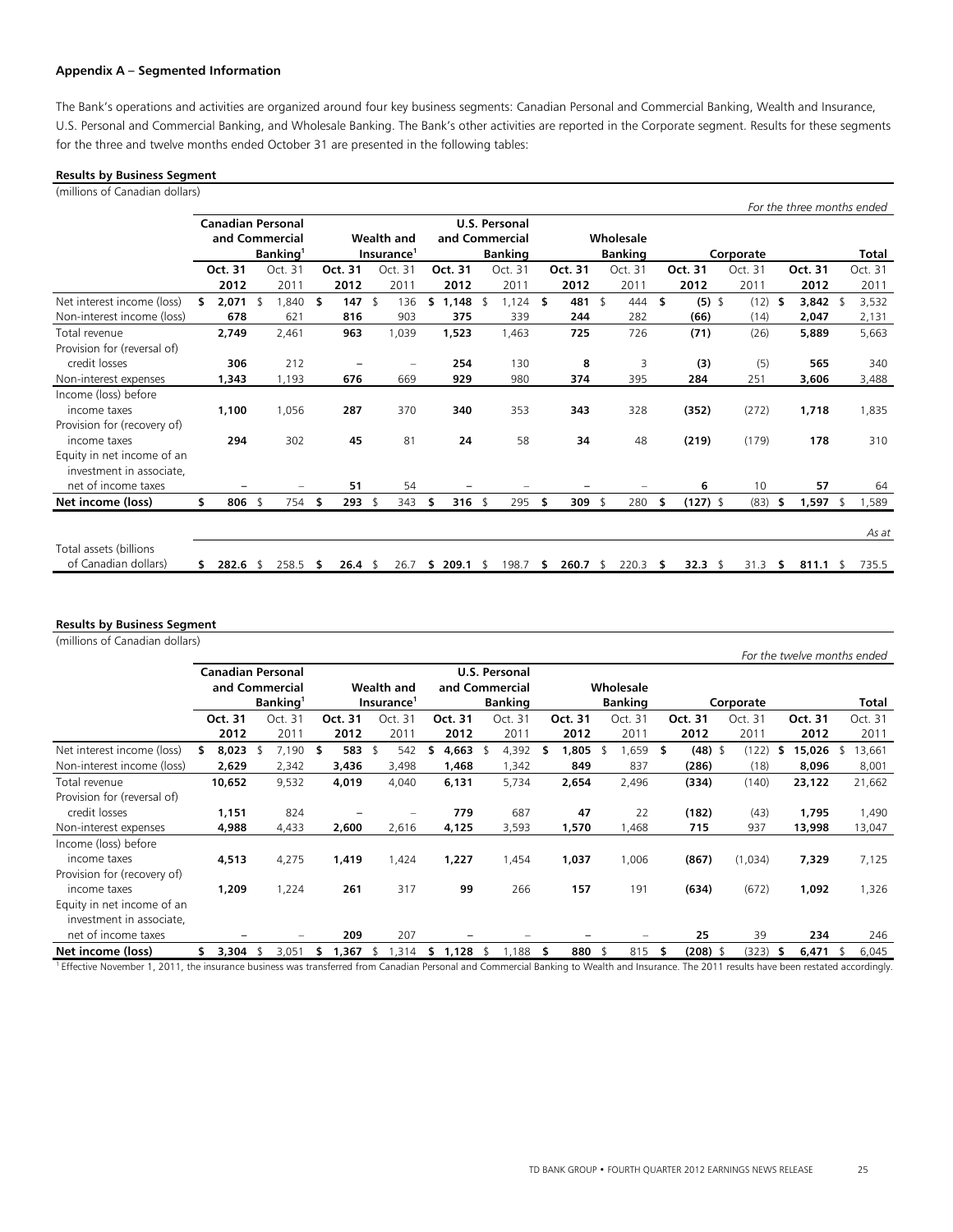**Appendix A – Segmented Information**

The Bank's operations and activities are organized around four key business segments: Canadian Personal and Commercial Banking, Wealth and Insurance, U.S. Personal and Commercial Banking, and Wholesale Banking. The Bank's other activities are reported in the Corporate segment. Results for these segments for the three and twelve months ended October 31 are presented in the following tables:

**Results by Business Segment**

(millions of Canadian dollars)

*For the three months ended*

| | Canadian Personal and Commercial Banking[1] | | Wealth and Insurance[1] | | U.S. Personal and Commercial Banking | | Wholesale Banking | | Corporate | | Total | |
|---|---|---|---|---|---|---|---|---|---|---|---|---|
| | **Oct. 31 2012** | Oct. 31 2011 | **Oct. 31 2012** | Oct. 31 2011 | **Oct. 31 2012** | Oct. 31 2011 | **Oct. 31 2012** | Oct. 31 2011 | **Oct. 31 2012** | Oct. 31 2011 | **Oct. 31 2012** | Oct. 31 2011 |
| Net interest income (loss) | **$ 2,071** | $ 1,840 | **$ 147** | $ 136 | **$ 1,148** | $ 1,124 | **$ 481** | $ 444 | **$ (5)** | $ (12) | **$ 3,842** | $ 3,532 |
| Non-interest income (loss) | **678** | 621 | **816** | 903 | **375** | 339 | **244** | 282 | **(66)** | (14) | **2,047** | 2,131 |
| Total revenue | **2,749** | 2,461 | **963** | 1,039 | **1,523** | 1,463 | **725** | 726 | **(71)** | (26) | **5,889** | 5,663 |
| Provision for (reversal of) credit losses | **306** | 212 | **–** | – | **254** | 130 | **8** | 3 | **(3)** | (5) | **565** | 340 |
| Non-interest expenses | **1,343** | 1,193 | **676** | 669 | **929** | 980 | **374** | 395 | **284** | 251 | **3,606** | 3,488 |
| Income (loss) before income taxes | **1,100** | 1,056 | **287** | 370 | **340** | 353 | **343** | 328 | **(352)** | (272) | **1,718** | 1,835 |
| Provision for (recovery of) income taxes | **294** | 302 | **45** | 81 | **24** | 58 | **34** | 48 | **(219)** | (179) | **178** | 310 |
| Equity in net income of an investment in associate, net of income taxes | **–** | – | **51** | 54 | **–** | – | **–** | – | **6** | 10 | **57** | 64 |
| **Net income (loss)** | **$ 806** | $ 754 | **$ 293** | $ 343 | **$ 316** | $ 295 | **$ 309** | $ 280 | **$ (127)** | $ (83) | **$ 1,597** | $ 1,589 |
| | | | | | | | | | | | | *As at* |
| Total assets (billions of Canadian dollars) | **$ 282.6** | $ 258.5 | **$ 26.4** | $ 26.7 | **$ 209.1** | $ 198.7 | **$ 260.7** | $ 220.3 | **$ 32.3** | $ 31.3 | **$ 811.1** | $ 735.5 |

**Results by Business Segment**

(millions of Canadian dollars)

*For the twelve months ended*

| | Canadian Personal and Commercial Banking[1] | | Wealth and Insurance[1] | | U.S. Personal and Commercial Banking | | Wholesale Banking | | Corporate | | Total | |
|---|---|---|---|---|---|---|---|---|---|---|---|---|
| | **Oct. 31 2012** | Oct. 31 2011 | **Oct. 31 2012** | Oct. 31 2011 | **Oct. 31 2012** | Oct. 31 2011 | **Oct. 31 2012** | Oct. 31 2011 | **Oct. 31 2012** | Oct. 31 2011 | **Oct. 31 2012** | Oct. 31 2011 |
| Net interest income (loss) | **$ 8,023** | $ 7,190 | **$ 583** | $ 542 | **$ 4,663** | $ 4,392 | **$ 1,805** | $ 1,659 | **$ (48)** | $ (122) | **$ 15,026** | $ 13,661 |
| Non-interest income (loss) | **2,629** | 2,342 | **3,436** | 3,498 | **1,468** | 1,342 | **849** | 837 | **(286)** | (18) | **8,096** | 8,001 |
| Total revenue | **10,652** | 9,532 | **4,019** | 4,040 | **6,131** | 5,734 | **2,654** | 2,496 | **(334)** | (140) | **23,122** | 21,662 |
| Provision for (reversal of) credit losses | **1,151** | 824 | **–** | – | **779** | 687 | **47** | 22 | **(182)** | (43) | **1,795** | 1,490 |
| Non-interest expenses | **4,988** | 4,433 | **2,600** | 2,616 | **4,125** | 3,593 | **1,570** | 1,468 | **715** | 937 | **13,998** | 13,047 |
| Income (loss) before income taxes | **4,513** | 4,275 | **1,419** | 1,424 | **1,227** | 1,454 | **1,037** | 1,006 | **(867)** | (1,034) | **7,329** | 7,125 |
| Provision for (recovery of) income taxes | **1,209** | 1,224 | **261** | 317 | **99** | 266 | **157** | 191 | **(634)** | (672) | **1,092** | 1,326 |
| Equity in net income of an investment in associate, net of income taxes | **–** | – | **209** | 207 | **–** | – | **–** | – | **25** | 39 | **234** | 246 |
| **Net income (loss)** | **$ 3,304** | $ 3,051 | **$ 1,367** | $ 1,314 | **$ 1,128** | $ 1,188 | **$ 880** | $ 815 | **$ (208)** | $ (323) | **$ 6,471** | $ 6,045 |

[1] Effective November 1, 2011, the insurance business was transferred from Canadian Personal and Commercial Banking to Wealth and Insurance. The 2011 results have been restated accordingly.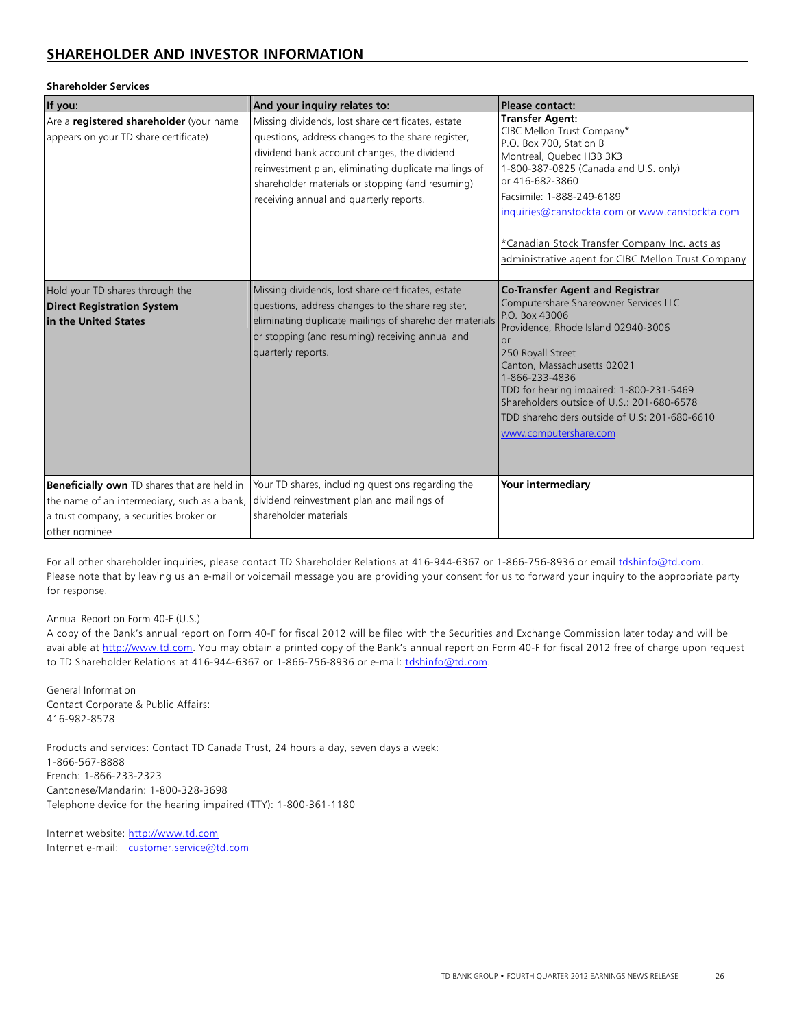## SHAREHOLDER AND INVESTOR INFORMATION

**Shareholder Services**

| If you: | And your inquiry relates to: | Please contact: |
|---|---|---|
| Are a **registered shareholder** (your name appears on your TD share certificate) | Missing dividends, lost share certificates, estate questions, address changes to the share register, dividend bank account changes, the dividend reinvestment plan, eliminating duplicate mailings of shareholder materials or stopping (and resuming) receiving annual and quarterly reports. | **Transfer Agent:** CIBC Mellon Trust Company* P.O. Box 700, Station B Montreal, Quebec H3B 3K3 1-800-387-0825 (Canada and U.S. only) or 416-682-3860 Facsimile: 1-888-249-6189 inquiries@canstockta.com or www.canstockta.com *Canadian Stock Transfer Company Inc. acts as administrative agent for CIBC Mellon Trust Company |
| Hold your TD shares through the **Direct Registration System in the United States** | Missing dividends, lost share certificates, estate questions, address changes to the share register, eliminating duplicate mailings of shareholder materials or stopping (and resuming) receiving annual and quarterly reports. | **Co-Transfer Agent and Registrar** Computershare Shareowner Services LLC P.O. Box 43006 Providence, Rhode Island 02940-3006 or 250 Royall Street Canton, Massachusetts 02021 1-866-233-4836 TDD for hearing impaired: 1-800-231-5469 Shareholders outside of U.S.: 201-680-6578 TDD shareholders outside of U.S: 201-680-6610 www.computershare.com |
| **Beneficially own** TD shares that are held in the name of an intermediary, such as a bank, a trust company, a securities broker or other nominee | Your TD shares, including questions regarding the dividend reinvestment plan and mailings of shareholder materials | **Your intermediary** |

For all other shareholder inquiries, please contact TD Shareholder Relations at 416-944-6367 or 1-866-756-8936 or email tdshinfo@td.com. Please note that by leaving us an e-mail or voicemail message you are providing your consent for us to forward your inquiry to the appropriate party for response.

Annual Report on Form 40-F (U.S.)

A copy of the Bank's annual report on Form 40-F for fiscal 2012 will be filed with the Securities and Exchange Commission later today and will be available at http://www.td.com. You may obtain a printed copy of the Bank's annual report on Form 40-F for fiscal 2012 free of charge upon request to TD Shareholder Relations at 416-944-6367 or 1-866-756-8936 or e-mail: tdshinfo@td.com.

General Information

Contact Corporate & Public Affairs:
416-982-8578

Products and services: Contact TD Canada Trust, 24 hours a day, seven days a week:
1-866-567-8888
French: 1-866-233-2323
Cantonese/Mandarin: 1-800-328-3698
Telephone device for the hearing impaired (TTY): 1-800-361-1180

Internet website: http://www.td.com
Internet e-mail: customer.service@td.com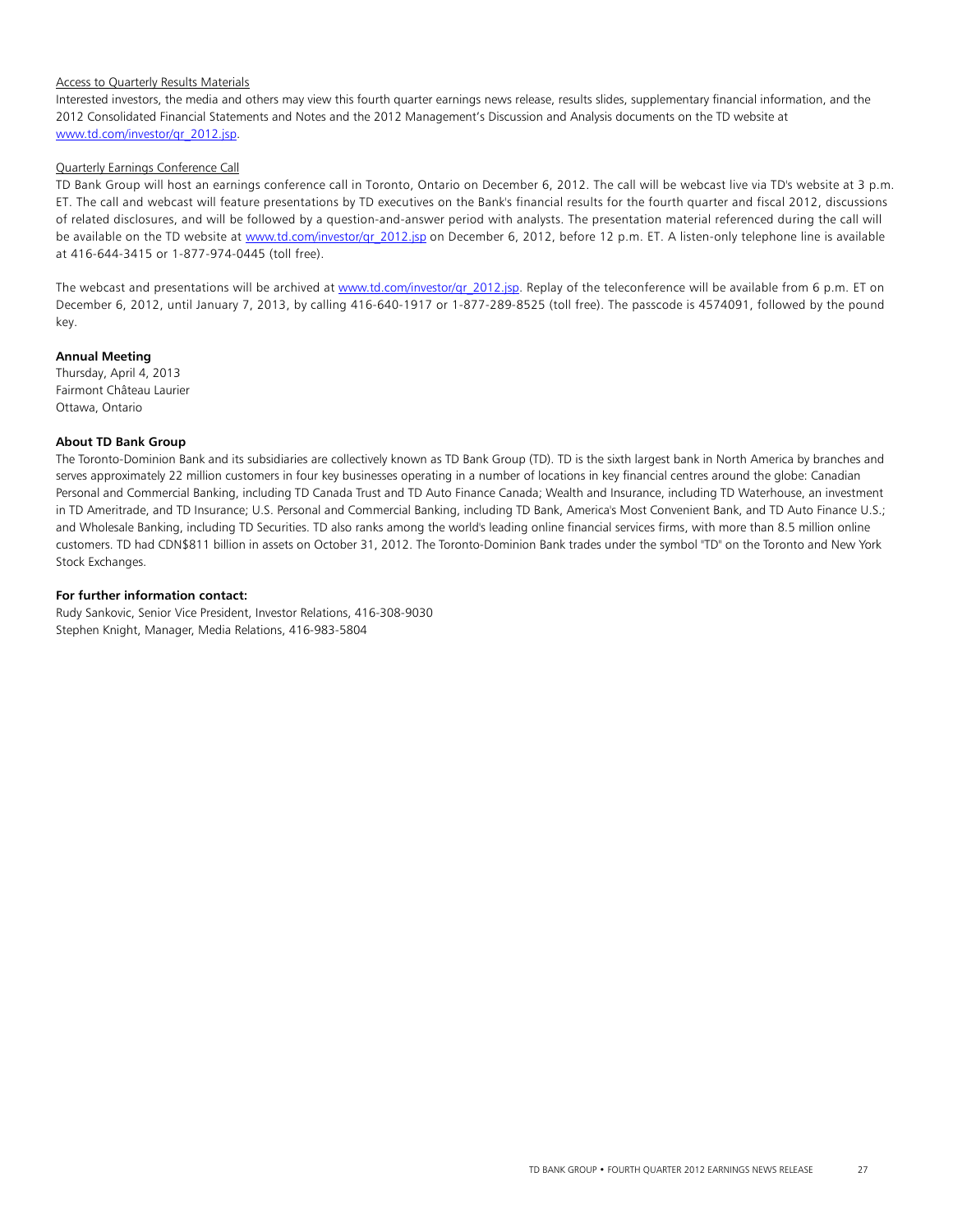Access to Quarterly Results Materials

Interested investors, the media and others may view this fourth quarter earnings news release, results slides, supplementary financial information, and the 2012 Consolidated Financial Statements and Notes and the 2012 Management's Discussion and Analysis documents on the TD website at www.td.com/investor/qr_2012.jsp.

Quarterly Earnings Conference Call

TD Bank Group will host an earnings conference call in Toronto, Ontario on December 6, 2012. The call will be webcast live via TD's website at 3 p.m. ET. The call and webcast will feature presentations by TD executives on the Bank's financial results for the fourth quarter and fiscal 2012, discussions of related disclosures, and will be followed by a question-and-answer period with analysts. The presentation material referenced during the call will be available on the TD website at www.td.com/investor/qr_2012.jsp on December 6, 2012, before 12 p.m. ET. A listen-only telephone line is available at 416-644-3415 or 1-877-974-0445 (toll free).

The webcast and presentations will be archived at www.td.com/investor/qr_2012.jsp. Replay of the teleconference will be available from 6 p.m. ET on December 6, 2012, until January 7, 2013, by calling 416-640-1917 or 1-877-289-8525 (toll free). The passcode is 4574091, followed by the pound key.

**Annual Meeting**

Thursday, April 4, 2013
Fairmont Château Laurier
Ottawa, Ontario

**About TD Bank Group**

The Toronto-Dominion Bank and its subsidiaries are collectively known as TD Bank Group (TD). TD is the sixth largest bank in North America by branches and serves approximately 22 million customers in four key businesses operating in a number of locations in key financial centres around the globe: Canadian Personal and Commercial Banking, including TD Canada Trust and TD Auto Finance Canada; Wealth and Insurance, including TD Waterhouse, an investment in TD Ameritrade, and TD Insurance; U.S. Personal and Commercial Banking, including TD Bank, America's Most Convenient Bank, and TD Auto Finance U.S.; and Wholesale Banking, including TD Securities. TD also ranks among the world's leading online financial services firms, with more than 8.5 million online customers. TD had CDN$811 billion in assets on October 31, 2012. The Toronto-Dominion Bank trades under the symbol "TD" on the Toronto and New York Stock Exchanges.

**For further information contact:**

Rudy Sankovic, Senior Vice President, Investor Relations, 416-308-9030
Stephen Knight, Manager, Media Relations, 416-983-5804